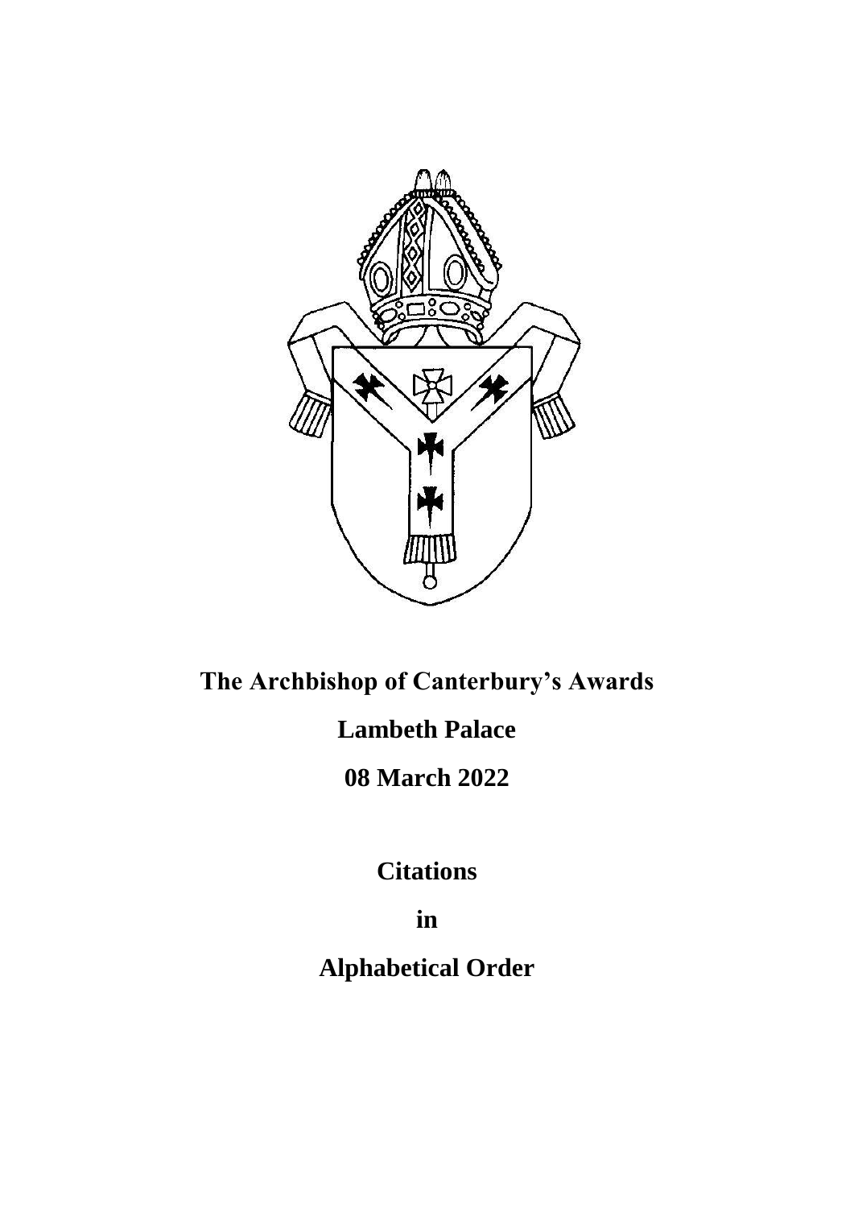# The Archbishop of Canterbury's Awards

## Lambeth Palace

## 08 March 2022

## Citations

## in

## Alphabetical Order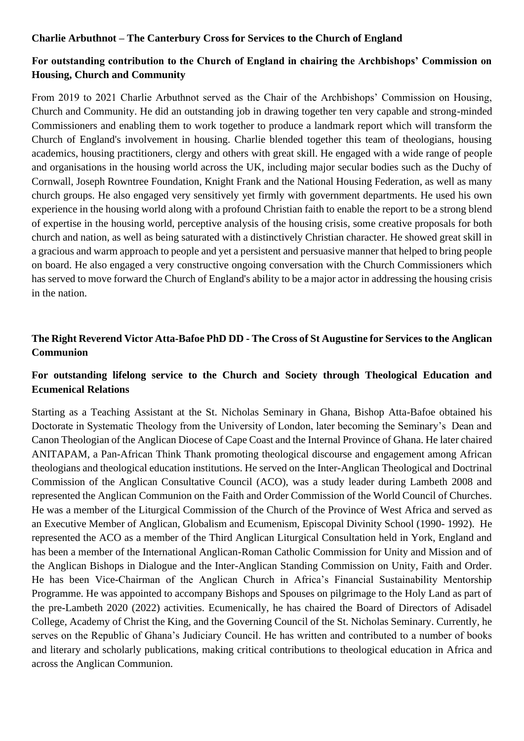**Charlie Arbuthnot – The Canterbury Cross for Services to the Church of England**

**For outstanding contribution to the Church of England in chairing the Archbishops' Commission on Housing, Church and Community**

From 2019 to 2021 Charlie Arbuthnot served as the Chair of the Archbishops' Commission on Housing, Church and Community. He did an outstanding job in drawing together ten very capable and strong-minded Commissioners and enabling them to work together to produce a landmark report which will transform the Church of England's involvement in housing. Charlie blended together this team of theologians, housing academics, housing practitioners, clergy and others with great skill. He engaged with a wide range of people and organisations in the housing world across the UK, including major secular bodies such as the Duchy of Cornwall, Joseph Rowntree Foundation, Knight Frank and the National Housing Federation, as well as many church groups. He also engaged very sensitively yet firmly with government departments. He used his own experience in the housing world along with a profound Christian faith to enable the report to be a strong blend of expertise in the housing world, perceptive analysis of the housing crisis, some creative proposals for both church and nation, as well as being saturated with a distinctively Christian character. He showed great skill in a gracious and warm approach to people and yet a persistent and persuasive manner that helped to bring people on board. He also engaged a very constructive ongoing conversation with the Church Commissioners which has served to move forward the Church of England's ability to be a major actor in addressing the housing crisis in the nation.

**The Right Reverend Victor Atta-Bafoe PhD DD - The Cross of St Augustine for Services to the Anglican Communion**

**For outstanding lifelong service to the Church and Society through Theological Education and Ecumenical Relations**

Starting as a Teaching Assistant at the St. Nicholas Seminary in Ghana, Bishop Atta-Bafoe obtained his Doctorate in Systematic Theology from the University of London, later becoming the Seminary's Dean and Canon Theologian of the Anglican Diocese of Cape Coast and the Internal Province of Ghana. He later chaired ANITAPAM, a Pan-African Think Thank promoting theological discourse and engagement among African theologians and theological education institutions. He served on the Inter-Anglican Theological and Doctrinal Commission of the Anglican Consultative Council (ACO), was a study leader during Lambeth 2008 and represented the Anglican Communion on the Faith and Order Commission of the World Council of Churches. He was a member of the Liturgical Commission of the Church of the Province of West Africa and served as an Executive Member of Anglican, Globalism and Ecumenism, Episcopal Divinity School (1990- 1992). He represented the ACO as a member of the Third Anglican Liturgical Consultation held in York, England and has been a member of the International Anglican-Roman Catholic Commission for Unity and Mission and of the Anglican Bishops in Dialogue and the Inter-Anglican Standing Commission on Unity, Faith and Order. He has been Vice-Chairman of the Anglican Church in Africa's Financial Sustainability Mentorship Programme. He was appointed to accompany Bishops and Spouses on pilgrimage to the Holy Land as part of the pre-Lambeth 2020 (2022) activities. Ecumenically, he has chaired the Board of Directors of Adisadel College, Academy of Christ the King, and the Governing Council of the St. Nicholas Seminary. Currently, he serves on the Republic of Ghana's Judiciary Council. He has written and contributed to a number of books and literary and scholarly publications, making critical contributions to theological education in Africa and across the Anglican Communion.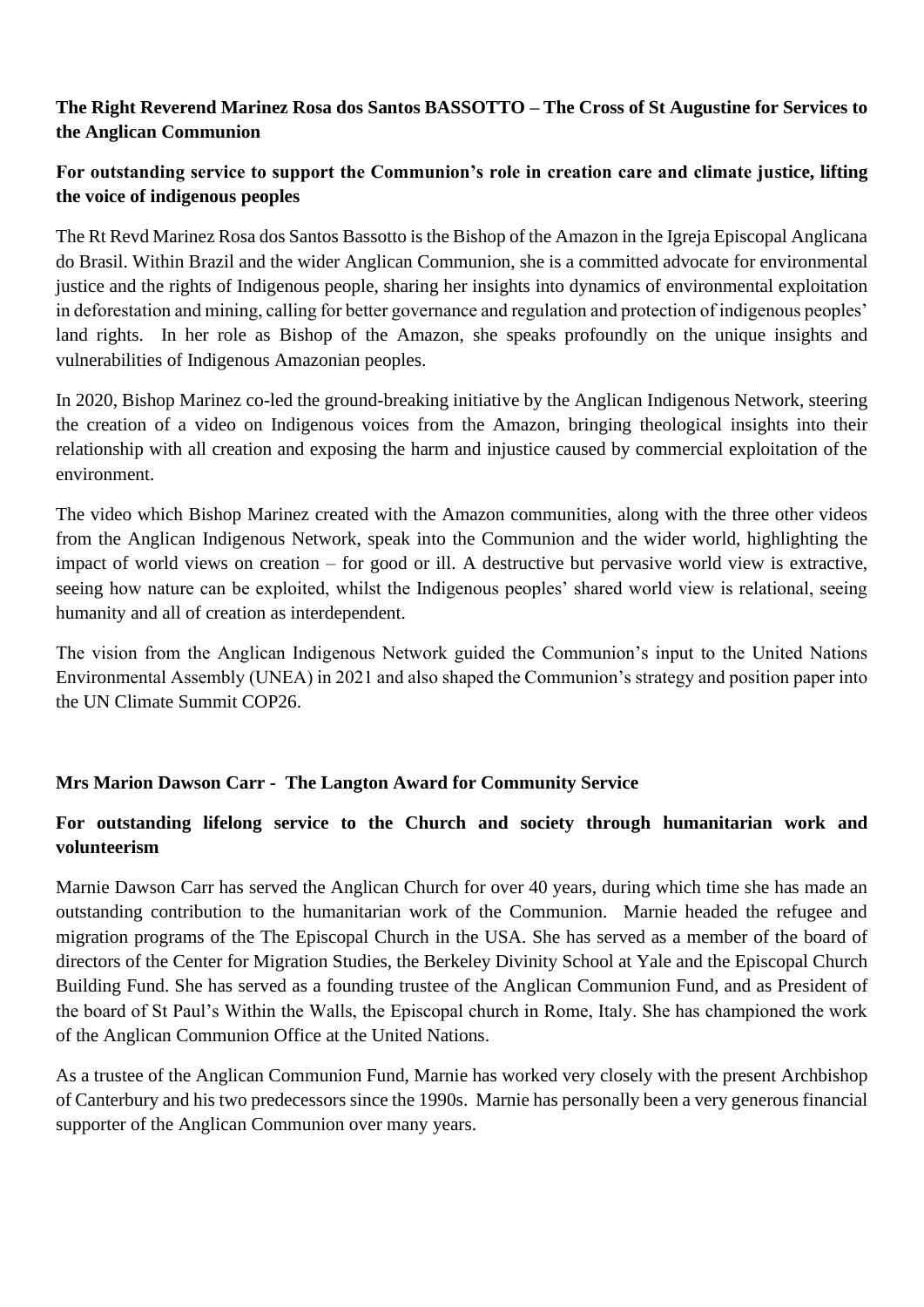**The Right Reverend Marinez Rosa dos Santos BASSOTTO – The Cross of St Augustine for Services to the Anglican Communion**

**For outstanding service to support the Communion's role in creation care and climate justice, lifting the voice of indigenous peoples**

The Rt Revd Marinez Rosa dos Santos Bassotto is the Bishop of the Amazon in the Igreja Episcopal Anglicana do Brasil. Within Brazil and the wider Anglican Communion, she is a committed advocate for environmental justice and the rights of Indigenous people, sharing her insights into dynamics of environmental exploitation in deforestation and mining, calling for better governance and regulation and protection of indigenous peoples' land rights. In her role as Bishop of the Amazon, she speaks profoundly on the unique insights and vulnerabilities of Indigenous Amazonian peoples.

In 2020, Bishop Marinez co-led the ground-breaking initiative by the Anglican Indigenous Network, steering the creation of a video on Indigenous voices from the Amazon, bringing theological insights into their relationship with all creation and exposing the harm and injustice caused by commercial exploitation of the environment.

The video which Bishop Marinez created with the Amazon communities, along with the three other videos from the Anglican Indigenous Network, speak into the Communion and the wider world, highlighting the impact of world views on creation – for good or ill. A destructive but pervasive world view is extractive, seeing how nature can be exploited, whilst the Indigenous peoples' shared world view is relational, seeing humanity and all of creation as interdependent.

The vision from the Anglican Indigenous Network guided the Communion's input to the United Nations Environmental Assembly (UNEA) in 2021 and also shaped the Communion's strategy and position paper into the UN Climate Summit COP26.

**Mrs Marion Dawson Carr - The Langton Award for Community Service**

**For outstanding lifelong service to the Church and society through humanitarian work and volunteerism**

Marnie Dawson Carr has served the Anglican Church for over 40 years, during which time she has made an outstanding contribution to the humanitarian work of the Communion. Marnie headed the refugee and migration programs of the The Episcopal Church in the USA. She has served as a member of the board of directors of the Center for Migration Studies, the Berkeley Divinity School at Yale and the Episcopal Church Building Fund. She has served as a founding trustee of the Anglican Communion Fund, and as President of the board of St Paul's Within the Walls, the Episcopal church in Rome, Italy. She has championed the work of the Anglican Communion Office at the United Nations.

As a trustee of the Anglican Communion Fund, Marnie has worked very closely with the present Archbishop of Canterbury and his two predecessors since the 1990s. Marnie has personally been a very generous financial supporter of the Anglican Communion over many years.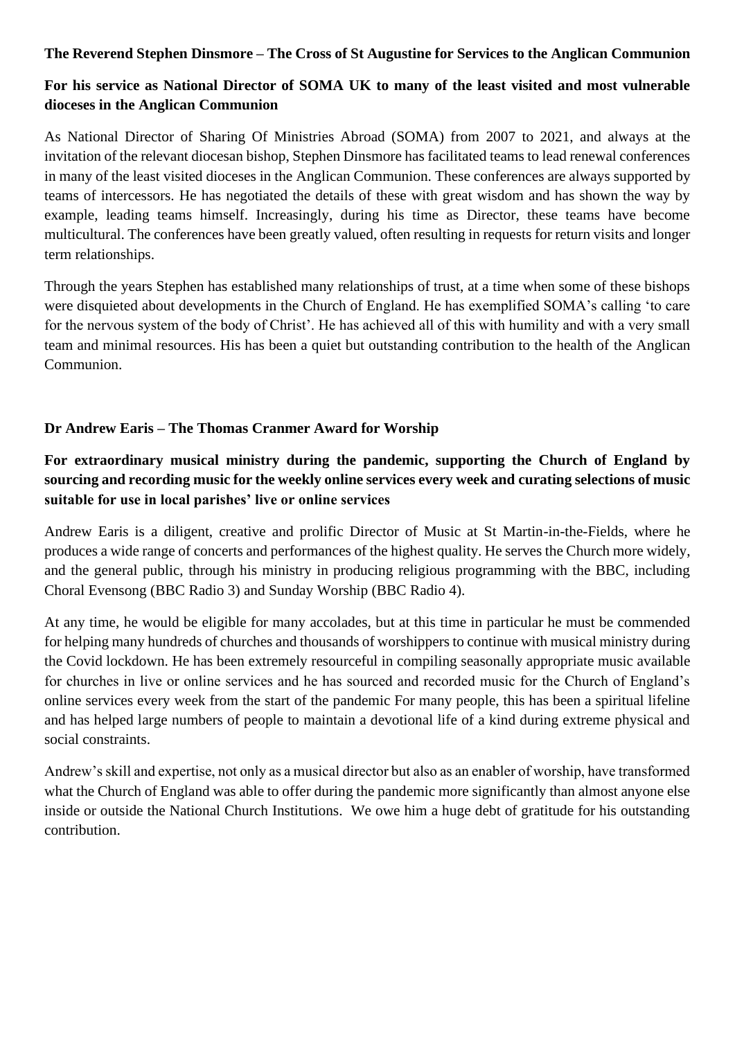**The Reverend Stephen Dinsmore – The Cross of St Augustine for Services to the Anglican Communion**

**For his service as National Director of SOMA UK to many of the least visited and most vulnerable dioceses in the Anglican Communion**

As National Director of Sharing Of Ministries Abroad (SOMA) from 2007 to 2021, and always at the invitation of the relevant diocesan bishop, Stephen Dinsmore has facilitated teams to lead renewal conferences in many of the least visited dioceses in the Anglican Communion. These conferences are always supported by teams of intercessors. He has negotiated the details of these with great wisdom and has shown the way by example, leading teams himself. Increasingly, during his time as Director, these teams have become multicultural. The conferences have been greatly valued, often resulting in requests for return visits and longer term relationships.

Through the years Stephen has established many relationships of trust, at a time when some of these bishops were disquieted about developments in the Church of England. He has exemplified SOMA's calling 'to care for the nervous system of the body of Christ'. He has achieved all of this with humility and with a very small team and minimal resources. His has been a quiet but outstanding contribution to the health of the Anglican Communion.

**Dr Andrew Earis – The Thomas Cranmer Award for Worship**

**For extraordinary musical ministry during the pandemic, supporting the Church of England by sourcing and recording music for the weekly online services every week and curating selections of music suitable for use in local parishes' live or online services**

Andrew Earis is a diligent, creative and prolific Director of Music at St Martin-in-the-Fields, where he produces a wide range of concerts and performances of the highest quality. He serves the Church more widely, and the general public, through his ministry in producing religious programming with the BBC, including Choral Evensong (BBC Radio 3) and Sunday Worship (BBC Radio 4).

At any time, he would be eligible for many accolades, but at this time in particular he must be commended for helping many hundreds of churches and thousands of worshippers to continue with musical ministry during the Covid lockdown. He has been extremely resourceful in compiling seasonally appropriate music available for churches in live or online services and he has sourced and recorded music for the Church of England's online services every week from the start of the pandemic For many people, this has been a spiritual lifeline and has helped large numbers of people to maintain a devotional life of a kind during extreme physical and social constraints.

Andrew's skill and expertise, not only as a musical director but also as an enabler of worship, have transformed what the Church of England was able to offer during the pandemic more significantly than almost anyone else inside or outside the National Church Institutions. We owe him a huge debt of gratitude for his outstanding contribution.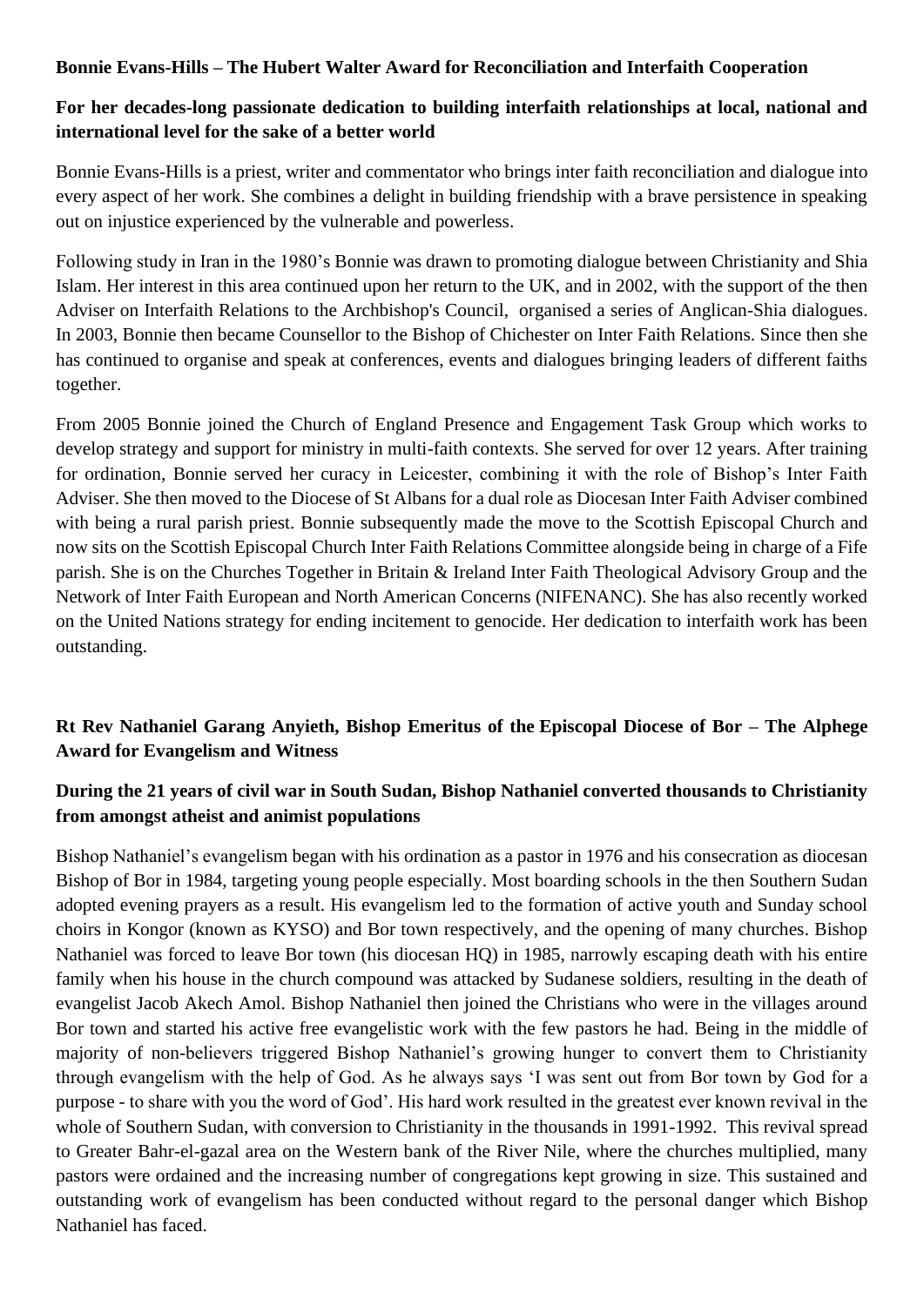**Bonnie Evans-Hills – The Hubert Walter Award for Reconciliation and Interfaith Cooperation**

**For her decades-long passionate dedication to building interfaith relationships at local, national and international level for the sake of a better world**

Bonnie Evans-Hills is a priest, writer and commentator who brings inter faith reconciliation and dialogue into every aspect of her work. She combines a delight in building friendship with a brave persistence in speaking out on injustice experienced by the vulnerable and powerless.

Following study in Iran in the 1980's Bonnie was drawn to promoting dialogue between Christianity and Shia Islam. Her interest in this area continued upon her return to the UK, and in 2002, with the support of the then Adviser on Interfaith Relations to the Archbishop's Council, organised a series of Anglican-Shia dialogues. In 2003, Bonnie then became Counsellor to the Bishop of Chichester on Inter Faith Relations. Since then she has continued to organise and speak at conferences, events and dialogues bringing leaders of different faiths together.

From 2005 Bonnie joined the Church of England Presence and Engagement Task Group which works to develop strategy and support for ministry in multi-faith contexts. She served for over 12 years. After training for ordination, Bonnie served her curacy in Leicester, combining it with the role of Bishop's Inter Faith Adviser. She then moved to the Diocese of St Albans for a dual role as Diocesan Inter Faith Adviser combined with being a rural parish priest. Bonnie subsequently made the move to the Scottish Episcopal Church and now sits on the Scottish Episcopal Church Inter Faith Relations Committee alongside being in charge of a Fife parish. She is on the Churches Together in Britain & Ireland Inter Faith Theological Advisory Group and the Network of Inter Faith European and North American Concerns (NIFENANC). She has also recently worked on the United Nations strategy for ending incitement to genocide. Her dedication to interfaith work has been outstanding.

**Rt Rev Nathaniel Garang Anyieth, Bishop Emeritus of the Episcopal Diocese of Bor – The Alphege Award for Evangelism and Witness**

**During the 21 years of civil war in South Sudan, Bishop Nathaniel converted thousands to Christianity from amongst atheist and animist populations**

Bishop Nathaniel's evangelism began with his ordination as a pastor in 1976 and his consecration as diocesan Bishop of Bor in 1984, targeting young people especially. Most boarding schools in the then Southern Sudan adopted evening prayers as a result. His evangelism led to the formation of active youth and Sunday school choirs in Kongor (known as KYSO) and Bor town respectively, and the opening of many churches. Bishop Nathaniel was forced to leave Bor town (his diocesan HQ) in 1985, narrowly escaping death with his entire family when his house in the church compound was attacked by Sudanese soldiers, resulting in the death of evangelist Jacob Akech Amol. Bishop Nathaniel then joined the Christians who were in the villages around Bor town and started his active free evangelistic work with the few pastors he had. Being in the middle of majority of non-believers triggered Bishop Nathaniel's growing hunger to convert them to Christianity through evangelism with the help of God. As he always says 'I was sent out from Bor town by God for a purpose - to share with you the word of God'. His hard work resulted in the greatest ever known revival in the whole of Southern Sudan, with conversion to Christianity in the thousands in 1991-1992. This revival spread to Greater Bahr-el-gazal area on the Western bank of the River Nile, where the churches multiplied, many pastors were ordained and the increasing number of congregations kept growing in size. This sustained and outstanding work of evangelism has been conducted without regard to the personal danger which Bishop Nathaniel has faced.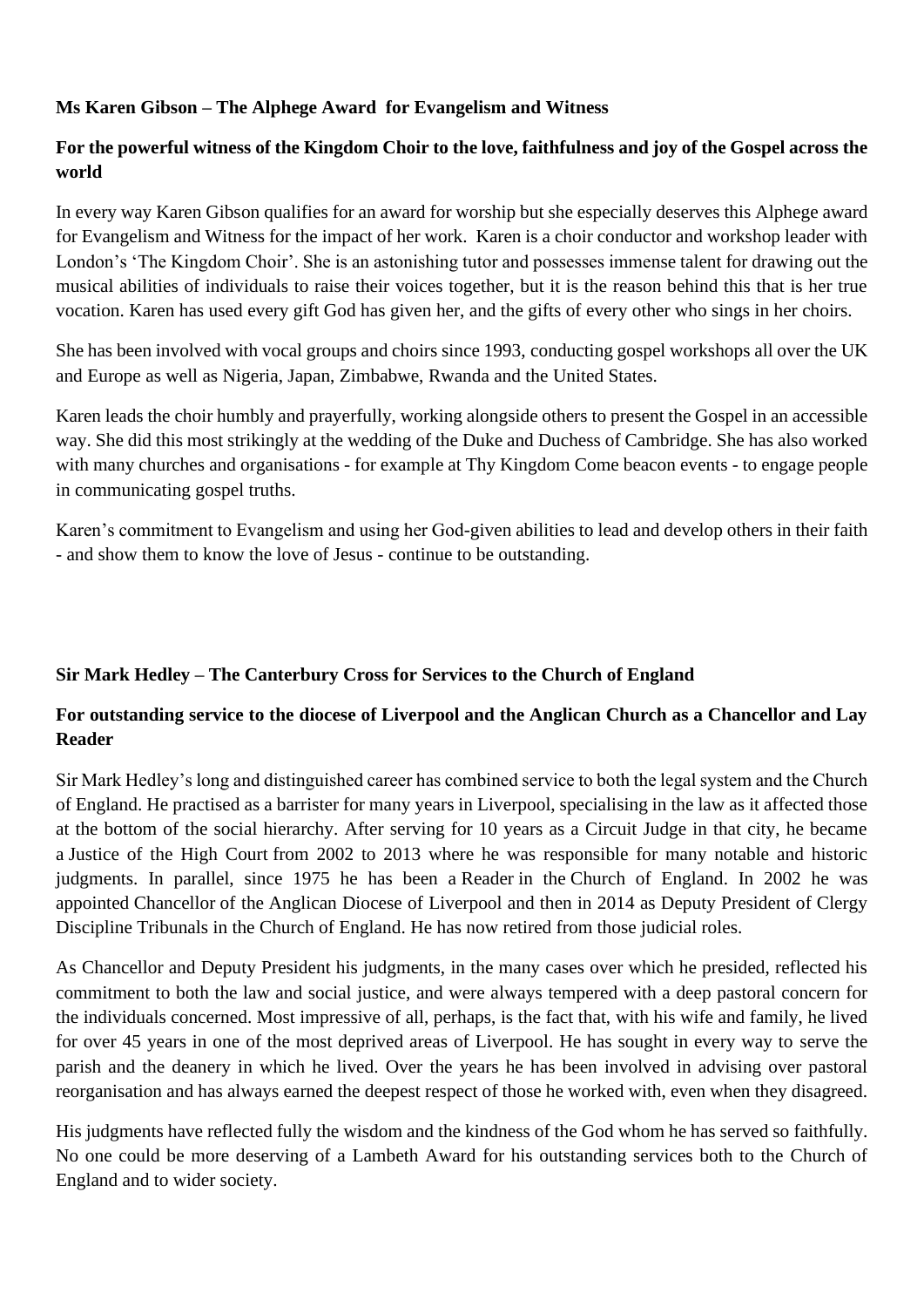**Ms Karen Gibson – The Alphege Award for Evangelism and Witness**

**For the powerful witness of the Kingdom Choir to the love, faithfulness and joy of the Gospel across the world**

In every way Karen Gibson qualifies for an award for worship but she especially deserves this Alphege award for Evangelism and Witness for the impact of her work. Karen is a choir conductor and workshop leader with London's 'The Kingdom Choir'. She is an astonishing tutor and possesses immense talent for drawing out the musical abilities of individuals to raise their voices together, but it is the reason behind this that is her true vocation. Karen has used every gift God has given her, and the gifts of every other who sings in her choirs.

She has been involved with vocal groups and choirs since 1993, conducting gospel workshops all over the UK and Europe as well as Nigeria, Japan, Zimbabwe, Rwanda and the United States.

Karen leads the choir humbly and prayerfully, working alongside others to present the Gospel in an accessible way. She did this most strikingly at the wedding of the Duke and Duchess of Cambridge. She has also worked with many churches and organisations - for example at Thy Kingdom Come beacon events - to engage people in communicating gospel truths.

Karen's commitment to Evangelism and using her God-given abilities to lead and develop others in their faith - and show them to know the love of Jesus - continue to be outstanding.

**Sir Mark Hedley – The Canterbury Cross for Services to the Church of England**

**For outstanding service to the diocese of Liverpool and the Anglican Church as a Chancellor and Lay Reader**

Sir Mark Hedley's long and distinguished career has combined service to both the legal system and the Church of England. He practised as a barrister for many years in Liverpool, specialising in the law as it affected those at the bottom of the social hierarchy. After serving for 10 years as a Circuit Judge in that city, he became a Justice of the High Court from 2002 to 2013 where he was responsible for many notable and historic judgments. In parallel, since 1975 he has been a Reader in the Church of England. In 2002 he was appointed Chancellor of the Anglican Diocese of Liverpool and then in 2014 as Deputy President of Clergy Discipline Tribunals in the Church of England. He has now retired from those judicial roles.

As Chancellor and Deputy President his judgments, in the many cases over which he presided, reflected his commitment to both the law and social justice, and were always tempered with a deep pastoral concern for the individuals concerned. Most impressive of all, perhaps, is the fact that, with his wife and family, he lived for over 45 years in one of the most deprived areas of Liverpool. He has sought in every way to serve the parish and the deanery in which he lived. Over the years he has been involved in advising over pastoral reorganisation and has always earned the deepest respect of those he worked with, even when they disagreed.

His judgments have reflected fully the wisdom and the kindness of the God whom he has served so faithfully. No one could be more deserving of a Lambeth Award for his outstanding services both to the Church of England and to wider society.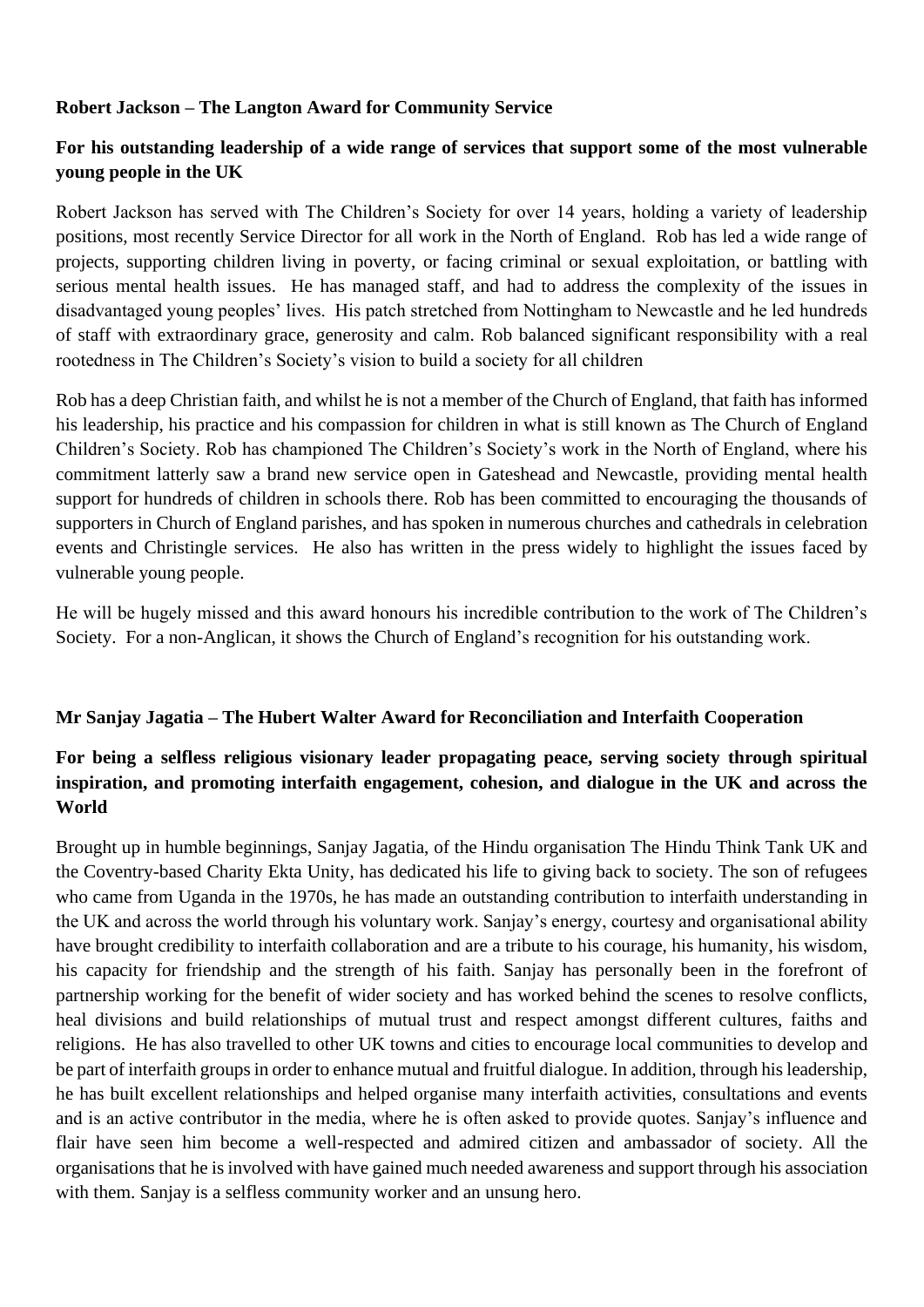**Robert Jackson – The Langton Award for Community Service**

**For his outstanding leadership of a wide range of services that support some of the most vulnerable young people in the UK**

Robert Jackson has served with The Children's Society for over 14 years, holding a variety of leadership positions, most recently Service Director for all work in the North of England. Rob has led a wide range of projects, supporting children living in poverty, or facing criminal or sexual exploitation, or battling with serious mental health issues. He has managed staff, and had to address the complexity of the issues in disadvantaged young peoples' lives. His patch stretched from Nottingham to Newcastle and he led hundreds of staff with extraordinary grace, generosity and calm. Rob balanced significant responsibility with a real rootedness in The Children's Society's vision to build a society for all children

Rob has a deep Christian faith, and whilst he is not a member of the Church of England, that faith has informed his leadership, his practice and his compassion for children in what is still known as The Church of England Children's Society. Rob has championed The Children's Society's work in the North of England, where his commitment latterly saw a brand new service open in Gateshead and Newcastle, providing mental health support for hundreds of children in schools there. Rob has been committed to encouraging the thousands of supporters in Church of England parishes, and has spoken in numerous churches and cathedrals in celebration events and Christingle services. He also has written in the press widely to highlight the issues faced by vulnerable young people.

He will be hugely missed and this award honours his incredible contribution to the work of The Children's Society. For a non-Anglican, it shows the Church of England's recognition for his outstanding work.

**Mr Sanjay Jagatia – The Hubert Walter Award for Reconciliation and Interfaith Cooperation**

**For being a selfless religious visionary leader propagating peace, serving society through spiritual inspiration, and promoting interfaith engagement, cohesion, and dialogue in the UK and across the World**

Brought up in humble beginnings, Sanjay Jagatia, of the Hindu organisation The Hindu Think Tank UK and the Coventry-based Charity Ekta Unity, has dedicated his life to giving back to society. The son of refugees who came from Uganda in the 1970s, he has made an outstanding contribution to interfaith understanding in the UK and across the world through his voluntary work. Sanjay's energy, courtesy and organisational ability have brought credibility to interfaith collaboration and are a tribute to his courage, his humanity, his wisdom, his capacity for friendship and the strength of his faith. Sanjay has personally been in the forefront of partnership working for the benefit of wider society and has worked behind the scenes to resolve conflicts, heal divisions and build relationships of mutual trust and respect amongst different cultures, faiths and religions. He has also travelled to other UK towns and cities to encourage local communities to develop and be part of interfaith groups in order to enhance mutual and fruitful dialogue. In addition, through his leadership, he has built excellent relationships and helped organise many interfaith activities, consultations and events and is an active contributor in the media, where he is often asked to provide quotes. Sanjay's influence and flair have seen him become a well-respected and admired citizen and ambassador of society. All the organisations that he is involved with have gained much needed awareness and support through his association with them. Sanjay is a selfless community worker and an unsung hero.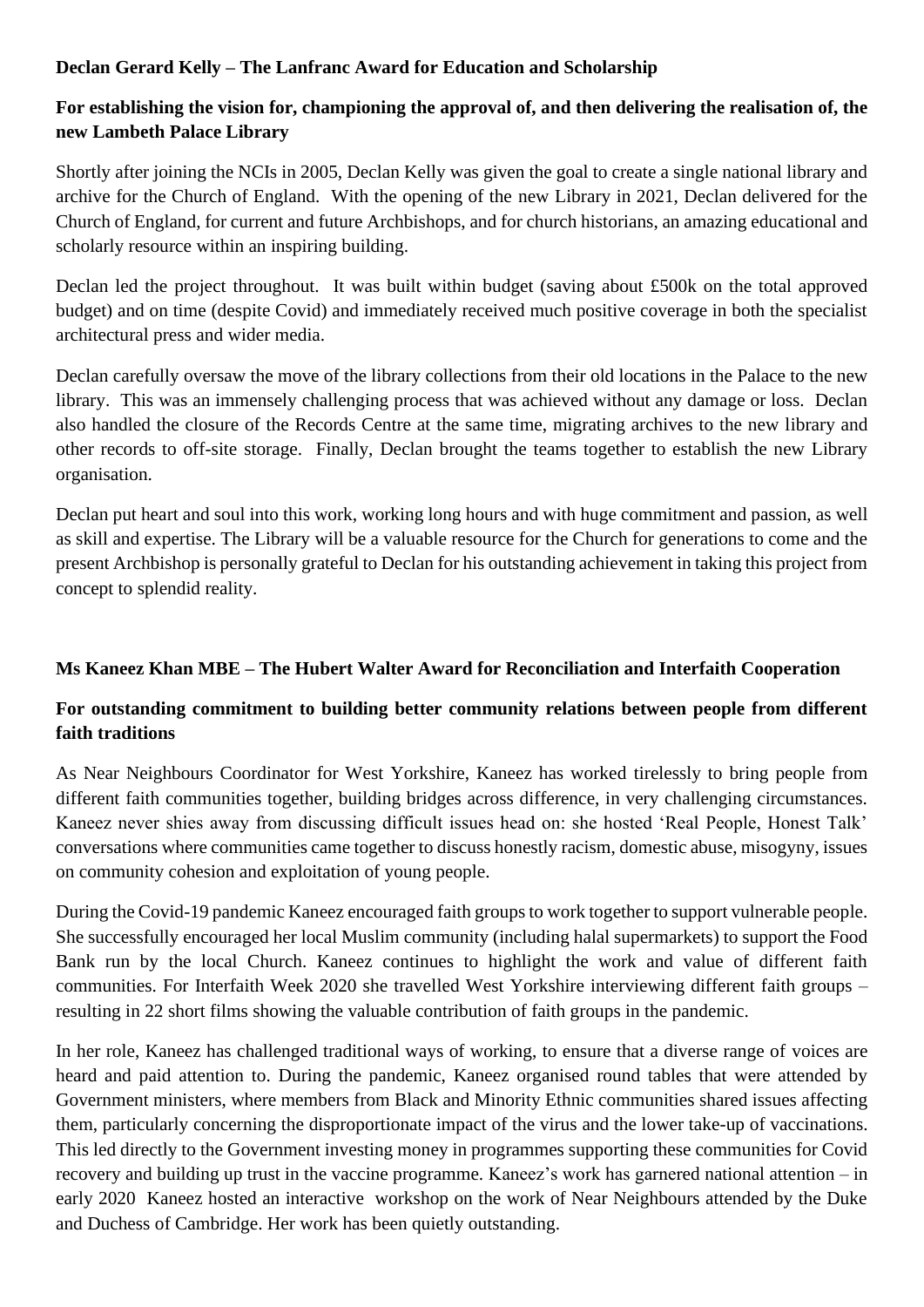**Declan Gerard Kelly – The Lanfranc Award for Education and Scholarship**

**For establishing the vision for, championing the approval of, and then delivering the realisation of, the new Lambeth Palace Library**

Shortly after joining the NCIs in 2005, Declan Kelly was given the goal to create a single national library and archive for the Church of England. With the opening of the new Library in 2021, Declan delivered for the Church of England, for current and future Archbishops, and for church historians, an amazing educational and scholarly resource within an inspiring building.

Declan led the project throughout. It was built within budget (saving about £500k on the total approved budget) and on time (despite Covid) and immediately received much positive coverage in both the specialist architectural press and wider media.

Declan carefully oversaw the move of the library collections from their old locations in the Palace to the new library. This was an immensely challenging process that was achieved without any damage or loss. Declan also handled the closure of the Records Centre at the same time, migrating archives to the new library and other records to off-site storage. Finally, Declan brought the teams together to establish the new Library organisation.

Declan put heart and soul into this work, working long hours and with huge commitment and passion, as well as skill and expertise. The Library will be a valuable resource for the Church for generations to come and the present Archbishop is personally grateful to Declan for his outstanding achievement in taking this project from concept to splendid reality.

**Ms Kaneez Khan MBE – The Hubert Walter Award for Reconciliation and Interfaith Cooperation**

**For outstanding commitment to building better community relations between people from different faith traditions**

As Near Neighbours Coordinator for West Yorkshire, Kaneez has worked tirelessly to bring people from different faith communities together, building bridges across difference, in very challenging circumstances. Kaneez never shies away from discussing difficult issues head on: she hosted 'Real People, Honest Talk' conversations where communities came together to discuss honestly racism, domestic abuse, misogyny, issues on community cohesion and exploitation of young people.

During the Covid-19 pandemic Kaneez encouraged faith groups to work together to support vulnerable people. She successfully encouraged her local Muslim community (including halal supermarkets) to support the Food Bank run by the local Church. Kaneez continues to highlight the work and value of different faith communities. For Interfaith Week 2020 she travelled West Yorkshire interviewing different faith groups – resulting in 22 short films showing the valuable contribution of faith groups in the pandemic.

In her role, Kaneez has challenged traditional ways of working, to ensure that a diverse range of voices are heard and paid attention to. During the pandemic, Kaneez organised round tables that were attended by Government ministers, where members from Black and Minority Ethnic communities shared issues affecting them, particularly concerning the disproportionate impact of the virus and the lower take-up of vaccinations. This led directly to the Government investing money in programmes supporting these communities for Covid recovery and building up trust in the vaccine programme. Kaneez's work has garnered national attention – in early 2020 Kaneez hosted an interactive workshop on the work of Near Neighbours attended by the Duke and Duchess of Cambridge. Her work has been quietly outstanding.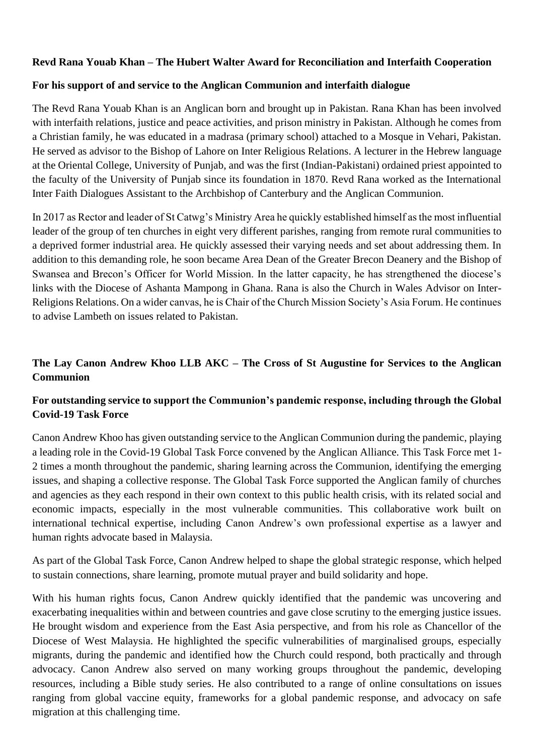**Revd Rana Youab Khan – The Hubert Walter Award for Reconciliation and Interfaith Cooperation**

**For his support of and service to the Anglican Communion and interfaith dialogue**

The Revd Rana Youab Khan is an Anglican born and brought up in Pakistan. Rana Khan has been involved with interfaith relations, justice and peace activities, and prison ministry in Pakistan. Although he comes from a Christian family, he was educated in a madrasa (primary school) attached to a Mosque in Vehari, Pakistan. He served as advisor to the Bishop of Lahore on Inter Religious Relations. A lecturer in the Hebrew language at the Oriental College, University of Punjab, and was the first (Indian-Pakistani) ordained priest appointed to the faculty of the University of Punjab since its foundation in 1870. Revd Rana worked as the International Inter Faith Dialogues Assistant to the Archbishop of Canterbury and the Anglican Communion.

In 2017 as Rector and leader of St Catwg's Ministry Area he quickly established himself as the most influential leader of the group of ten churches in eight very different parishes, ranging from remote rural communities to a deprived former industrial area. He quickly assessed their varying needs and set about addressing them. In addition to this demanding role, he soon became Area Dean of the Greater Brecon Deanery and the Bishop of Swansea and Brecon's Officer for World Mission. In the latter capacity, he has strengthened the diocese's links with the Diocese of Ashanta Mampong in Ghana. Rana is also the Church in Wales Advisor on Inter-Religions Relations. On a wider canvas, he is Chair of the Church Mission Society's Asia Forum. He continues to advise Lambeth on issues related to Pakistan.

**The Lay Canon Andrew Khoo LLB AKC – The Cross of St Augustine for Services to the Anglican Communion**

**For outstanding service to support the Communion's pandemic response, including through the Global Covid-19 Task Force**

Canon Andrew Khoo has given outstanding service to the Anglican Communion during the pandemic, playing a leading role in the Covid-19 Global Task Force convened by the Anglican Alliance. This Task Force met 1-2 times a month throughout the pandemic, sharing learning across the Communion, identifying the emerging issues, and shaping a collective response. The Global Task Force supported the Anglican family of churches and agencies as they each respond in their own context to this public health crisis, with its related social and economic impacts, especially in the most vulnerable communities. This collaborative work built on international technical expertise, including Canon Andrew's own professional expertise as a lawyer and human rights advocate based in Malaysia.

As part of the Global Task Force, Canon Andrew helped to shape the global strategic response, which helped to sustain connections, share learning, promote mutual prayer and build solidarity and hope.

With his human rights focus, Canon Andrew quickly identified that the pandemic was uncovering and exacerbating inequalities within and between countries and gave close scrutiny to the emerging justice issues. He brought wisdom and experience from the East Asia perspective, and from his role as Chancellor of the Diocese of West Malaysia. He highlighted the specific vulnerabilities of marginalised groups, especially migrants, during the pandemic and identified how the Church could respond, both practically and through advocacy. Canon Andrew also served on many working groups throughout the pandemic, developing resources, including a Bible study series. He also contributed to a range of online consultations on issues ranging from global vaccine equity, frameworks for a global pandemic response, and advocacy on safe migration at this challenging time.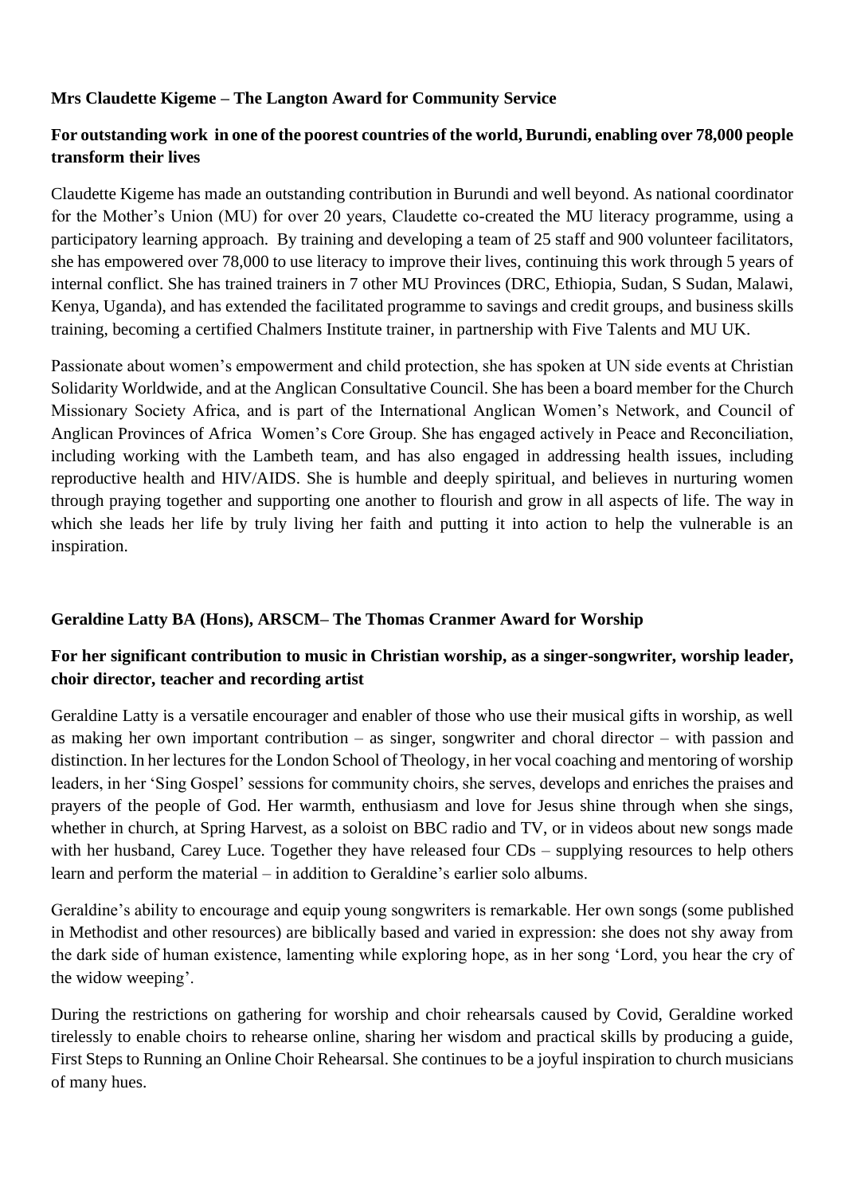**Mrs Claudette Kigeme – The Langton Award for Community Service**

**For outstanding work in one of the poorest countries of the world, Burundi, enabling over 78,000 people transform their lives**

Claudette Kigeme has made an outstanding contribution in Burundi and well beyond. As national coordinator for the Mother's Union (MU) for over 20 years, Claudette co-created the MU literacy programme, using a participatory learning approach. By training and developing a team of 25 staff and 900 volunteer facilitators, she has empowered over 78,000 to use literacy to improve their lives, continuing this work through 5 years of internal conflict. She has trained trainers in 7 other MU Provinces (DRC, Ethiopia, Sudan, S Sudan, Malawi, Kenya, Uganda), and has extended the facilitated programme to savings and credit groups, and business skills training, becoming a certified Chalmers Institute trainer, in partnership with Five Talents and MU UK.

Passionate about women's empowerment and child protection, she has spoken at UN side events at Christian Solidarity Worldwide, and at the Anglican Consultative Council. She has been a board member for the Church Missionary Society Africa, and is part of the International Anglican Women's Network, and Council of Anglican Provinces of Africa Women's Core Group. She has engaged actively in Peace and Reconciliation, including working with the Lambeth team, and has also engaged in addressing health issues, including reproductive health and HIV/AIDS. She is humble and deeply spiritual, and believes in nurturing women through praying together and supporting one another to flourish and grow in all aspects of life. The way in which she leads her life by truly living her faith and putting it into action to help the vulnerable is an inspiration.

**Geraldine Latty BA (Hons), ARSCM– The Thomas Cranmer Award for Worship**

**For her significant contribution to music in Christian worship, as a singer-songwriter, worship leader, choir director, teacher and recording artist**

Geraldine Latty is a versatile encourager and enabler of those who use their musical gifts in worship, as well as making her own important contribution – as singer, songwriter and choral director – with passion and distinction. In her lectures for the London School of Theology, in her vocal coaching and mentoring of worship leaders, in her 'Sing Gospel' sessions for community choirs, she serves, develops and enriches the praises and prayers of the people of God. Her warmth, enthusiasm and love for Jesus shine through when she sings, whether in church, at Spring Harvest, as a soloist on BBC radio and TV, or in videos about new songs made with her husband, Carey Luce. Together they have released four CDs – supplying resources to help others learn and perform the material – in addition to Geraldine's earlier solo albums.

Geraldine's ability to encourage and equip young songwriters is remarkable. Her own songs (some published in Methodist and other resources) are biblically based and varied in expression: she does not shy away from the dark side of human existence, lamenting while exploring hope, as in her song 'Lord, you hear the cry of the widow weeping'.

During the restrictions on gathering for worship and choir rehearsals caused by Covid, Geraldine worked tirelessly to enable choirs to rehearse online, sharing her wisdom and practical skills by producing a guide, First Steps to Running an Online Choir Rehearsal. She continues to be a joyful inspiration to church musicians of many hues.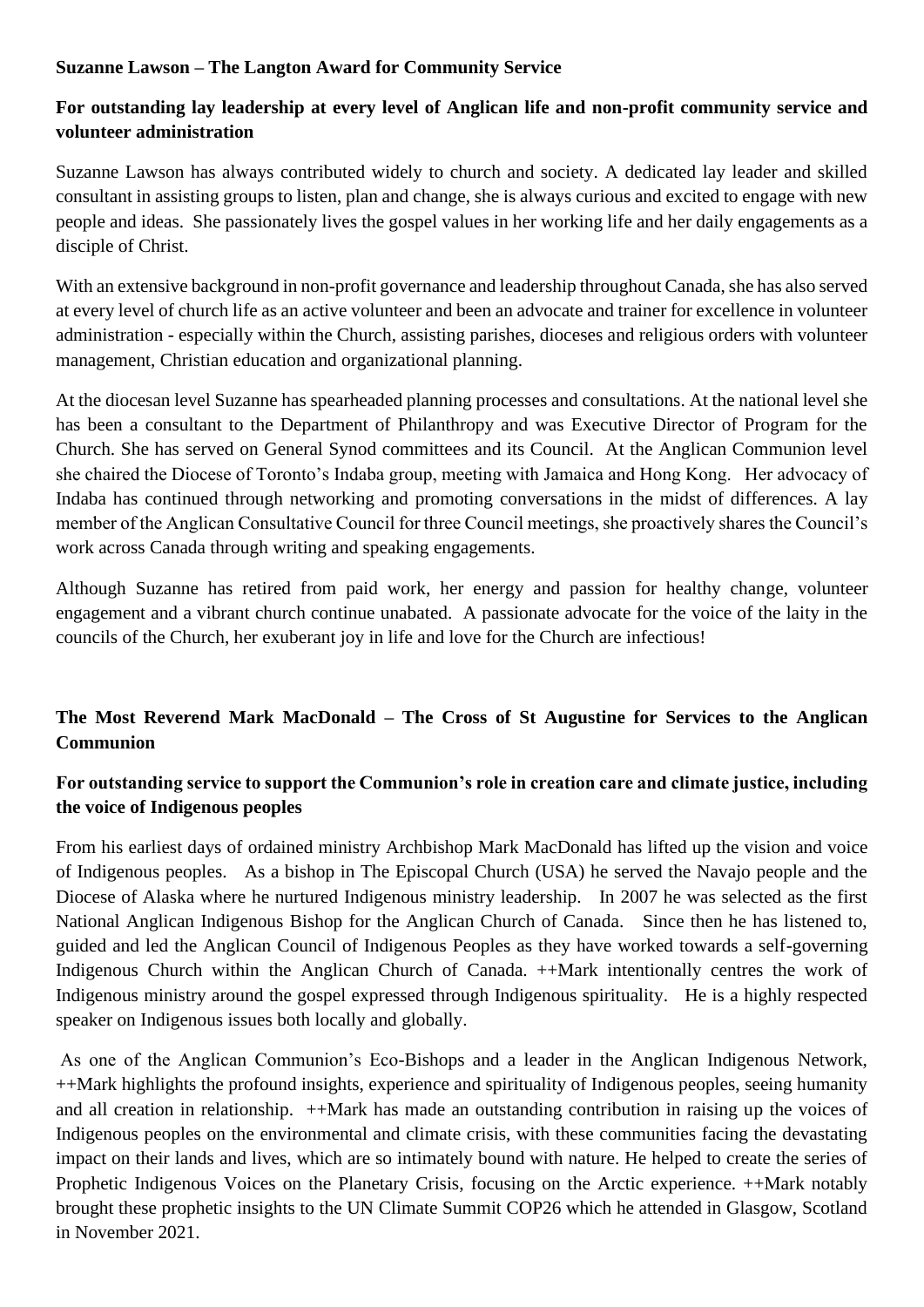**Suzanne Lawson – The Langton Award for Community Service**

**For outstanding lay leadership at every level of Anglican life and non-profit community service and volunteer administration**

Suzanne Lawson has always contributed widely to church and society. A dedicated lay leader and skilled consultant in assisting groups to listen, plan and change, she is always curious and excited to engage with new people and ideas. She passionately lives the gospel values in her working life and her daily engagements as a disciple of Christ.

With an extensive background in non-profit governance and leadership throughout Canada, she has also served at every level of church life as an active volunteer and been an advocate and trainer for excellence in volunteer administration - especially within the Church, assisting parishes, dioceses and religious orders with volunteer management, Christian education and organizational planning.

At the diocesan level Suzanne has spearheaded planning processes and consultations. At the national level she has been a consultant to the Department of Philanthropy and was Executive Director of Program for the Church. She has served on General Synod committees and its Council. At the Anglican Communion level she chaired the Diocese of Toronto's Indaba group, meeting with Jamaica and Hong Kong. Her advocacy of Indaba has continued through networking and promoting conversations in the midst of differences. A lay member of the Anglican Consultative Council for three Council meetings, she proactively shares the Council's work across Canada through writing and speaking engagements.

Although Suzanne has retired from paid work, her energy and passion for healthy change, volunteer engagement and a vibrant church continue unabated. A passionate advocate for the voice of the laity in the councils of the Church, her exuberant joy in life and love for the Church are infectious!

**The Most Reverend Mark MacDonald – The Cross of St Augustine for Services to the Anglican Communion**

**For outstanding service to support the Communion's role in creation care and climate justice, including the voice of Indigenous peoples**

From his earliest days of ordained ministry Archbishop Mark MacDonald has lifted up the vision and voice of Indigenous peoples. As a bishop in The Episcopal Church (USA) he served the Navajo people and the Diocese of Alaska where he nurtured Indigenous ministry leadership. In 2007 he was selected as the first National Anglican Indigenous Bishop for the Anglican Church of Canada. Since then he has listened to, guided and led the Anglican Council of Indigenous Peoples as they have worked towards a self-governing Indigenous Church within the Anglican Church of Canada. ++Mark intentionally centres the work of Indigenous ministry around the gospel expressed through Indigenous spirituality. He is a highly respected speaker on Indigenous issues both locally and globally.

As one of the Anglican Communion's Eco-Bishops and a leader in the Anglican Indigenous Network, ++Mark highlights the profound insights, experience and spirituality of Indigenous peoples, seeing humanity and all creation in relationship. ++Mark has made an outstanding contribution in raising up the voices of Indigenous peoples on the environmental and climate crisis, with these communities facing the devastating impact on their lands and lives, which are so intimately bound with nature. He helped to create the series of Prophetic Indigenous Voices on the Planetary Crisis, focusing on the Arctic experience. ++Mark notably brought these prophetic insights to the UN Climate Summit COP26 which he attended in Glasgow, Scotland in November 2021.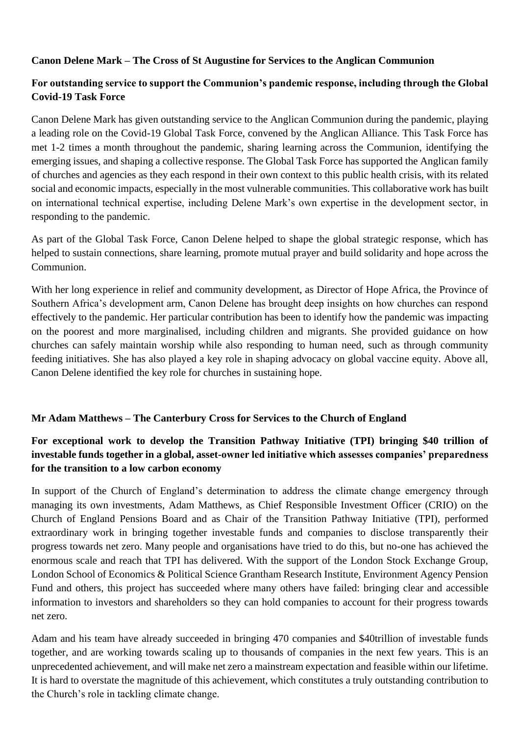**Canon Delene Mark – The Cross of St Augustine for Services to the Anglican Communion**

**For outstanding service to support the Communion's pandemic response, including through the Global Covid-19 Task Force**

Canon Delene Mark has given outstanding service to the Anglican Communion during the pandemic, playing a leading role on the Covid-19 Global Task Force, convened by the Anglican Alliance. This Task Force has met 1-2 times a month throughout the pandemic, sharing learning across the Communion, identifying the emerging issues, and shaping a collective response. The Global Task Force has supported the Anglican family of churches and agencies as they each respond in their own context to this public health crisis, with its related social and economic impacts, especially in the most vulnerable communities. This collaborative work has built on international technical expertise, including Delene Mark's own expertise in the development sector, in responding to the pandemic.

As part of the Global Task Force, Canon Delene helped to shape the global strategic response, which has helped to sustain connections, share learning, promote mutual prayer and build solidarity and hope across the Communion.

With her long experience in relief and community development, as Director of Hope Africa, the Province of Southern Africa's development arm, Canon Delene has brought deep insights on how churches can respond effectively to the pandemic. Her particular contribution has been to identify how the pandemic was impacting on the poorest and more marginalised, including children and migrants. She provided guidance on how churches can safely maintain worship while also responding to human need, such as through community feeding initiatives. She has also played a key role in shaping advocacy on global vaccine equity. Above all, Canon Delene identified the key role for churches in sustaining hope.

**Mr Adam Matthews – The Canterbury Cross for Services to the Church of England**

**For exceptional work to develop the Transition Pathway Initiative (TPI) bringing $40 trillion of investable funds together in a global, asset-owner led initiative which assesses companies' preparedness for the transition to a low carbon economy**

In support of the Church of England's determination to address the climate change emergency through managing its own investments, Adam Matthews, as Chief Responsible Investment Officer (CRIO) on the Church of England Pensions Board and as Chair of the Transition Pathway Initiative (TPI), performed extraordinary work in bringing together investable funds and companies to disclose transparently their progress towards net zero. Many people and organisations have tried to do this, but no-one has achieved the enormous scale and reach that TPI has delivered. With the support of the London Stock Exchange Group, London School of Economics & Political Science Grantham Research Institute, Environment Agency Pension Fund and others, this project has succeeded where many others have failed: bringing clear and accessible information to investors and shareholders so they can hold companies to account for their progress towards net zero.

Adam and his team have already succeeded in bringing 470 companies and $40trillion of investable funds together, and are working towards scaling up to thousands of companies in the next few years. This is an unprecedented achievement, and will make net zero a mainstream expectation and feasible within our lifetime. It is hard to overstate the magnitude of this achievement, which constitutes a truly outstanding contribution to the Church's role in tackling climate change.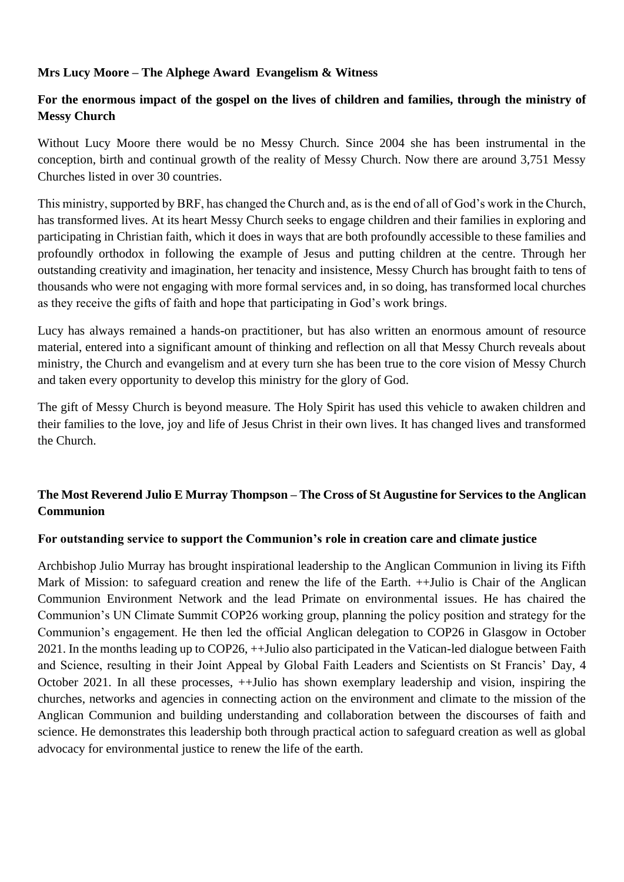**Mrs Lucy Moore – The Alphege Award Evangelism & Witness**

**For the enormous impact of the gospel on the lives of children and families, through the ministry of Messy Church**

Without Lucy Moore there would be no Messy Church. Since 2004 she has been instrumental in the conception, birth and continual growth of the reality of Messy Church. Now there are around 3,751 Messy Churches listed in over 30 countries.

This ministry, supported by BRF, has changed the Church and, as is the end of all of God's work in the Church, has transformed lives. At its heart Messy Church seeks to engage children and their families in exploring and participating in Christian faith, which it does in ways that are both profoundly accessible to these families and profoundly orthodox in following the example of Jesus and putting children at the centre. Through her outstanding creativity and imagination, her tenacity and insistence, Messy Church has brought faith to tens of thousands who were not engaging with more formal services and, in so doing, has transformed local churches as they receive the gifts of faith and hope that participating in God's work brings.

Lucy has always remained a hands-on practitioner, but has also written an enormous amount of resource material, entered into a significant amount of thinking and reflection on all that Messy Church reveals about ministry, the Church and evangelism and at every turn she has been true to the core vision of Messy Church and taken every opportunity to develop this ministry for the glory of God.

The gift of Messy Church is beyond measure. The Holy Spirit has used this vehicle to awaken children and their families to the love, joy and life of Jesus Christ in their own lives. It has changed lives and transformed the Church.

**The Most Reverend Julio E Murray Thompson – The Cross of St Augustine for Services to the Anglican Communion**

**For outstanding service to support the Communion's role in creation care and climate justice**

Archbishop Julio Murray has brought inspirational leadership to the Anglican Communion in living its Fifth Mark of Mission: to safeguard creation and renew the life of the Earth. ++Julio is Chair of the Anglican Communion Environment Network and the lead Primate on environmental issues. He has chaired the Communion's UN Climate Summit COP26 working group, planning the policy position and strategy for the Communion's engagement. He then led the official Anglican delegation to COP26 in Glasgow in October 2021. In the months leading up to COP26, ++Julio also participated in the Vatican-led dialogue between Faith and Science, resulting in their Joint Appeal by Global Faith Leaders and Scientists on St Francis' Day, 4 October 2021. In all these processes, ++Julio has shown exemplary leadership and vision, inspiring the churches, networks and agencies in connecting action on the environment and climate to the mission of the Anglican Communion and building understanding and collaboration between the discourses of faith and science. He demonstrates this leadership both through practical action to safeguard creation as well as global advocacy for environmental justice to renew the life of the earth.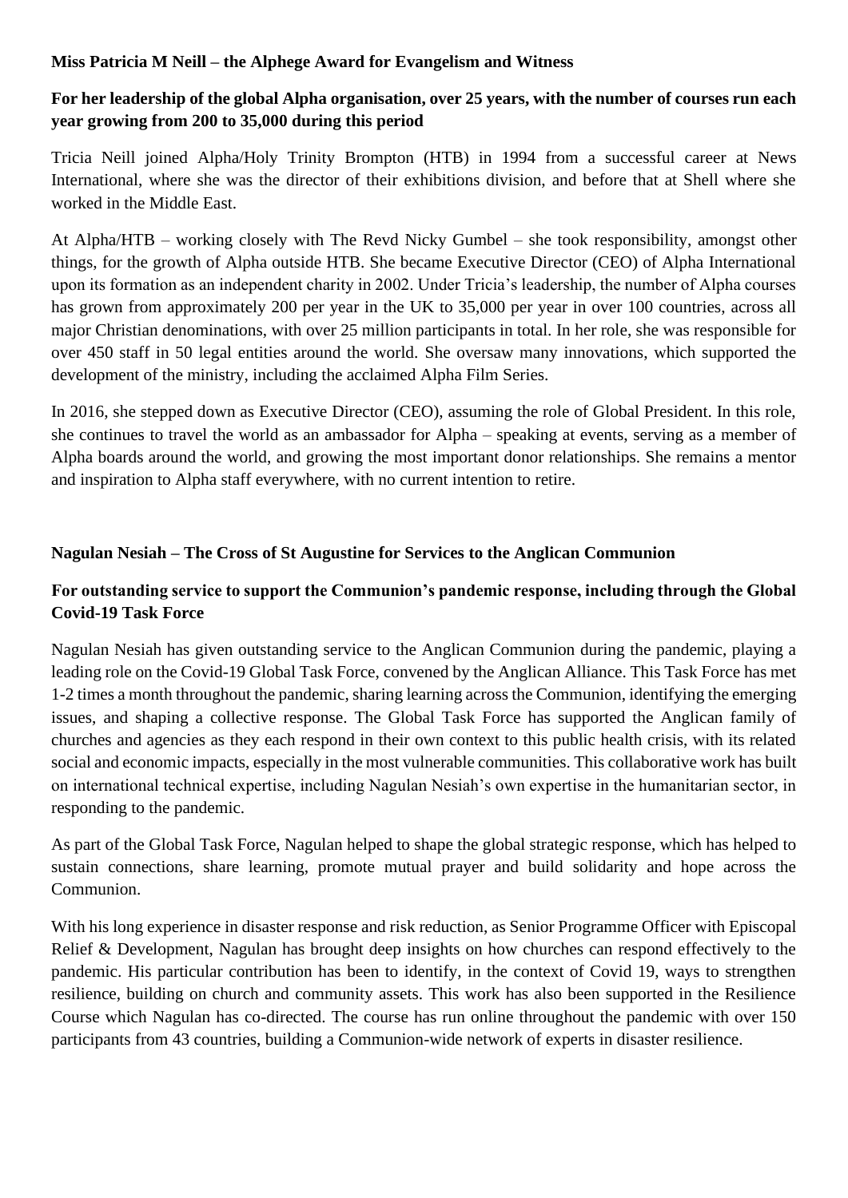**Miss Patricia M Neill – the Alphege Award for Evangelism and Witness**

**For her leadership of the global Alpha organisation, over 25 years, with the number of courses run each year growing from 200 to 35,000 during this period**

Tricia Neill joined Alpha/Holy Trinity Brompton (HTB) in 1994 from a successful career at News International, where she was the director of their exhibitions division, and before that at Shell where she worked in the Middle East.

At Alpha/HTB – working closely with The Revd Nicky Gumbel – she took responsibility, amongst other things, for the growth of Alpha outside HTB. She became Executive Director (CEO) of Alpha International upon its formation as an independent charity in 2002. Under Tricia's leadership, the number of Alpha courses has grown from approximately 200 per year in the UK to 35,000 per year in over 100 countries, across all major Christian denominations, with over 25 million participants in total. In her role, she was responsible for over 450 staff in 50 legal entities around the world. She oversaw many innovations, which supported the development of the ministry, including the acclaimed Alpha Film Series.

In 2016, she stepped down as Executive Director (CEO), assuming the role of Global President. In this role, she continues to travel the world as an ambassador for Alpha – speaking at events, serving as a member of Alpha boards around the world, and growing the most important donor relationships. She remains a mentor and inspiration to Alpha staff everywhere, with no current intention to retire.

**Nagulan Nesiah – The Cross of St Augustine for Services to the Anglican Communion**

**For outstanding service to support the Communion's pandemic response, including through the Global Covid-19 Task Force**

Nagulan Nesiah has given outstanding service to the Anglican Communion during the pandemic, playing a leading role on the Covid-19 Global Task Force, convened by the Anglican Alliance. This Task Force has met 1-2 times a month throughout the pandemic, sharing learning across the Communion, identifying the emerging issues, and shaping a collective response. The Global Task Force has supported the Anglican family of churches and agencies as they each respond in their own context to this public health crisis, with its related social and economic impacts, especially in the most vulnerable communities. This collaborative work has built on international technical expertise, including Nagulan Nesiah's own expertise in the humanitarian sector, in responding to the pandemic.

As part of the Global Task Force, Nagulan helped to shape the global strategic response, which has helped to sustain connections, share learning, promote mutual prayer and build solidarity and hope across the Communion.

With his long experience in disaster response and risk reduction, as Senior Programme Officer with Episcopal Relief & Development, Nagulan has brought deep insights on how churches can respond effectively to the pandemic. His particular contribution has been to identify, in the context of Covid 19, ways to strengthen resilience, building on church and community assets. This work has also been supported in the Resilience Course which Nagulan has co-directed. The course has run online throughout the pandemic with over 150 participants from 43 countries, building a Communion-wide network of experts in disaster resilience.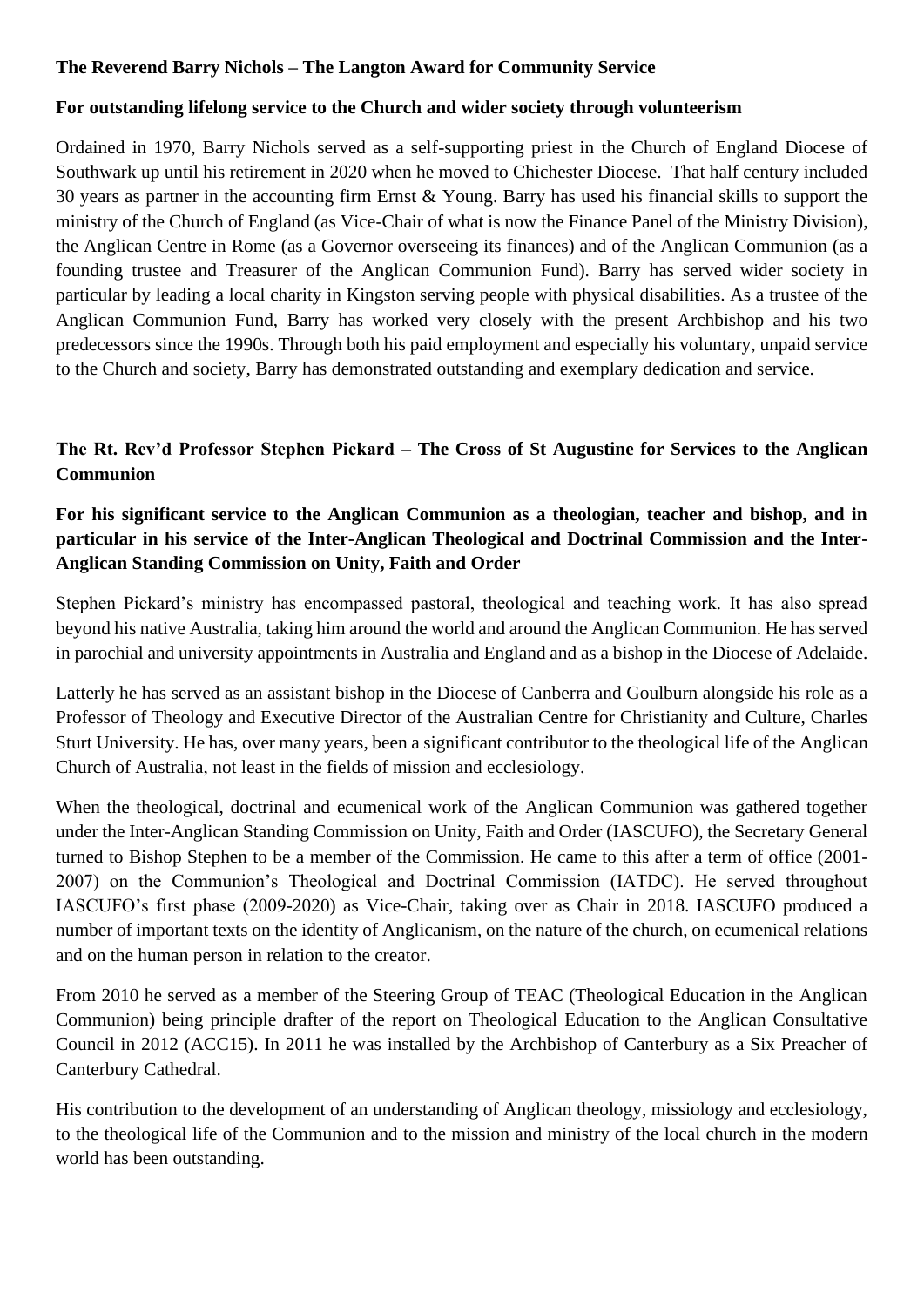**The Reverend Barry Nichols – The Langton Award for Community Service**

**For outstanding lifelong service to the Church and wider society through volunteerism**

Ordained in 1970, Barry Nichols served as a self-supporting priest in the Church of England Diocese of Southwark up until his retirement in 2020 when he moved to Chichester Diocese. That half century included 30 years as partner in the accounting firm Ernst & Young. Barry has used his financial skills to support the ministry of the Church of England (as Vice-Chair of what is now the Finance Panel of the Ministry Division), the Anglican Centre in Rome (as a Governor overseeing its finances) and of the Anglican Communion (as a founding trustee and Treasurer of the Anglican Communion Fund). Barry has served wider society in particular by leading a local charity in Kingston serving people with physical disabilities. As a trustee of the Anglican Communion Fund, Barry has worked very closely with the present Archbishop and his two predecessors since the 1990s. Through both his paid employment and especially his voluntary, unpaid service to the Church and society, Barry has demonstrated outstanding and exemplary dedication and service.

**The Rt. Rev'd Professor Stephen Pickard – The Cross of St Augustine for Services to the Anglican Communion**

**For his significant service to the Anglican Communion as a theologian, teacher and bishop, and in particular in his service of the Inter-Anglican Theological and Doctrinal Commission and the Inter-Anglican Standing Commission on Unity, Faith and Order**

Stephen Pickard's ministry has encompassed pastoral, theological and teaching work. It has also spread beyond his native Australia, taking him around the world and around the Anglican Communion. He has served in parochial and university appointments in Australia and England and as a bishop in the Diocese of Adelaide.

Latterly he has served as an assistant bishop in the Diocese of Canberra and Goulburn alongside his role as a Professor of Theology and Executive Director of the Australian Centre for Christianity and Culture, Charles Sturt University. He has, over many years, been a significant contributor to the theological life of the Anglican Church of Australia, not least in the fields of mission and ecclesiology.

When the theological, doctrinal and ecumenical work of the Anglican Communion was gathered together under the Inter-Anglican Standing Commission on Unity, Faith and Order (IASCUFO), the Secretary General turned to Bishop Stephen to be a member of the Commission. He came to this after a term of office (2001-2007) on the Communion's Theological and Doctrinal Commission (IATDC). He served throughout IASCUFO's first phase (2009-2020) as Vice-Chair, taking over as Chair in 2018. IASCUFO produced a number of important texts on the identity of Anglicanism, on the nature of the church, on ecumenical relations and on the human person in relation to the creator.

From 2010 he served as a member of the Steering Group of TEAC (Theological Education in the Anglican Communion) being principle drafter of the report on Theological Education to the Anglican Consultative Council in 2012 (ACC15). In 2011 he was installed by the Archbishop of Canterbury as a Six Preacher of Canterbury Cathedral.

His contribution to the development of an understanding of Anglican theology, missiology and ecclesiology, to the theological life of the Communion and to the mission and ministry of the local church in the modern world has been outstanding.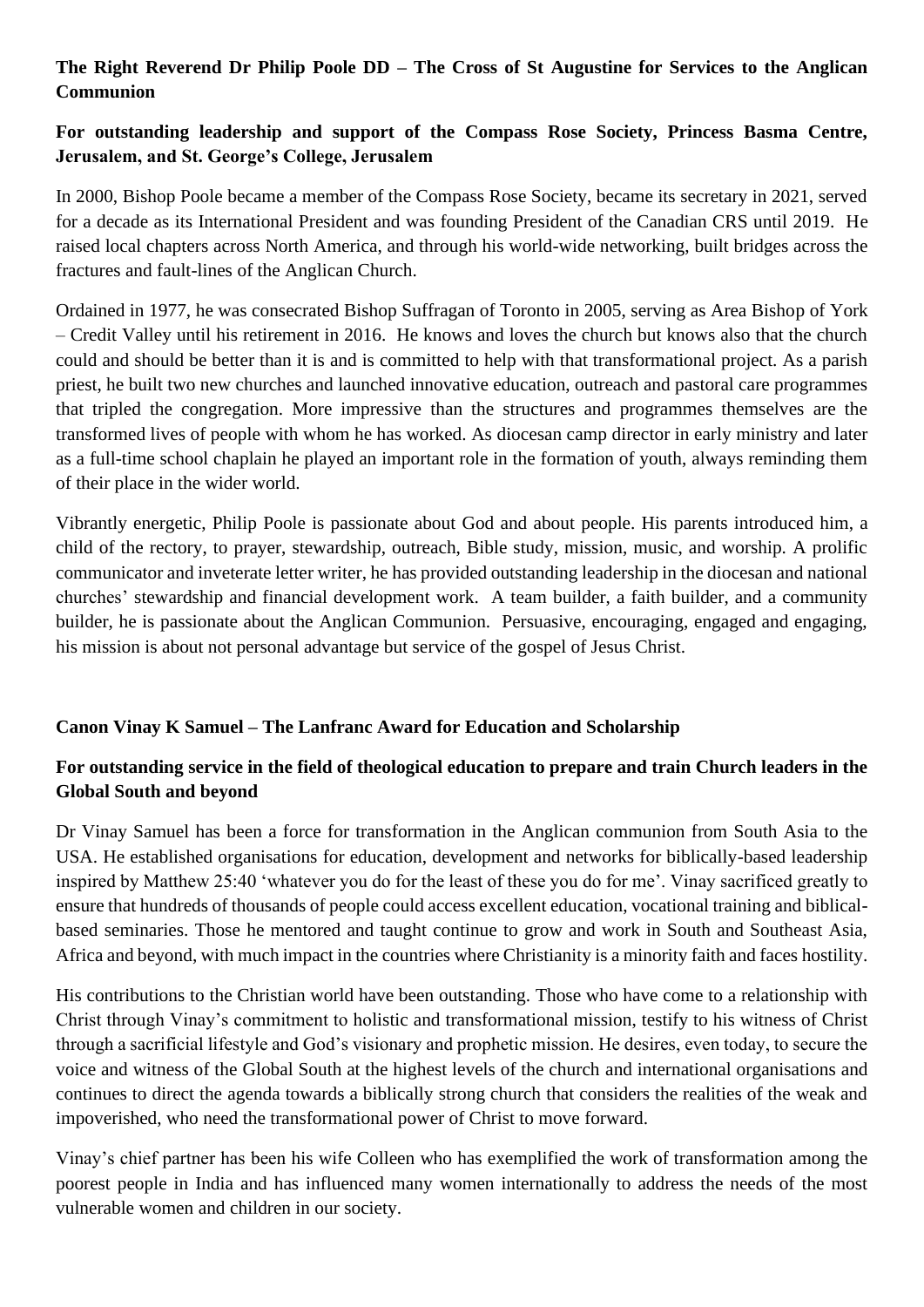**The Right Reverend Dr Philip Poole DD – The Cross of St Augustine for Services to the Anglican Communion**

**For outstanding leadership and support of the Compass Rose Society, Princess Basma Centre, Jerusalem, and St. George's College, Jerusalem**

In 2000, Bishop Poole became a member of the Compass Rose Society, became its secretary in 2021, served for a decade as its International President and was founding President of the Canadian CRS until 2019. He raised local chapters across North America, and through his world-wide networking, built bridges across the fractures and fault-lines of the Anglican Church.

Ordained in 1977, he was consecrated Bishop Suffragan of Toronto in 2005, serving as Area Bishop of York – Credit Valley until his retirement in 2016. He knows and loves the church but knows also that the church could and should be better than it is and is committed to help with that transformational project. As a parish priest, he built two new churches and launched innovative education, outreach and pastoral care programmes that tripled the congregation. More impressive than the structures and programmes themselves are the transformed lives of people with whom he has worked. As diocesan camp director in early ministry and later as a full-time school chaplain he played an important role in the formation of youth, always reminding them of their place in the wider world.

Vibrantly energetic, Philip Poole is passionate about God and about people. His parents introduced him, a child of the rectory, to prayer, stewardship, outreach, Bible study, mission, music, and worship. A prolific communicator and inveterate letter writer, he has provided outstanding leadership in the diocesan and national churches' stewardship and financial development work. A team builder, a faith builder, and a community builder, he is passionate about the Anglican Communion. Persuasive, encouraging, engaged and engaging, his mission is about not personal advantage but service of the gospel of Jesus Christ.

**Canon Vinay K Samuel – The Lanfranc Award for Education and Scholarship**

**For outstanding service in the field of theological education to prepare and train Church leaders in the Global South and beyond**

Dr Vinay Samuel has been a force for transformation in the Anglican communion from South Asia to the USA. He established organisations for education, development and networks for biblically-based leadership inspired by Matthew 25:40 'whatever you do for the least of these you do for me'. Vinay sacrificed greatly to ensure that hundreds of thousands of people could access excellent education, vocational training and biblical-based seminaries. Those he mentored and taught continue to grow and work in South and Southeast Asia, Africa and beyond, with much impact in the countries where Christianity is a minority faith and faces hostility.

His contributions to the Christian world have been outstanding. Those who have come to a relationship with Christ through Vinay's commitment to holistic and transformational mission, testify to his witness of Christ through a sacrificial lifestyle and God's visionary and prophetic mission. He desires, even today, to secure the voice and witness of the Global South at the highest levels of the church and international organisations and continues to direct the agenda towards a biblically strong church that considers the realities of the weak and impoverished, who need the transformational power of Christ to move forward.

Vinay's chief partner has been his wife Colleen who has exemplified the work of transformation among the poorest people in India and has influenced many women internationally to address the needs of the most vulnerable women and children in our society.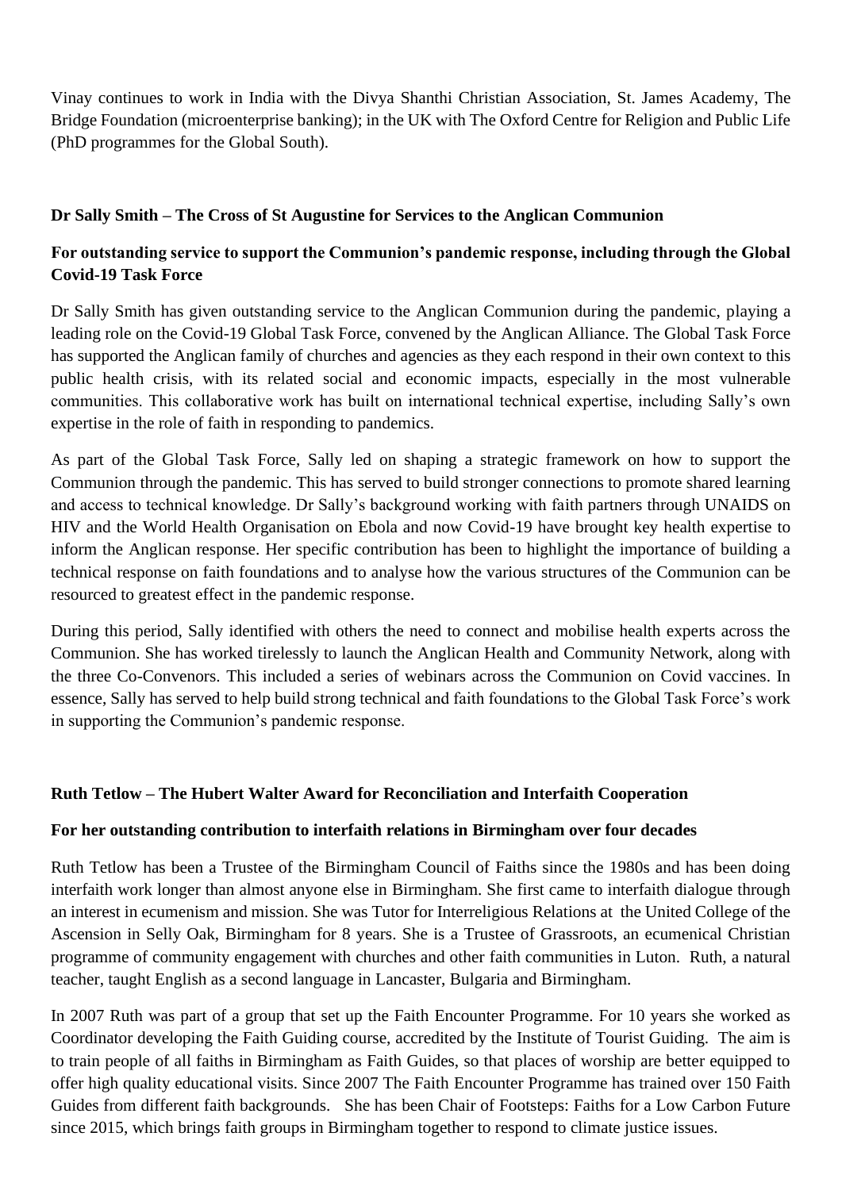Vinay continues to work in India with the Divya Shanthi Christian Association, St. James Academy, The Bridge Foundation (microenterprise banking); in the UK with The Oxford Centre for Religion and Public Life (PhD programmes for the Global South).

**Dr Sally Smith – The Cross of St Augustine for Services to the Anglican Communion**

**For outstanding service to support the Communion's pandemic response, including through the Global Covid-19 Task Force**

Dr Sally Smith has given outstanding service to the Anglican Communion during the pandemic, playing a leading role on the Covid-19 Global Task Force, convened by the Anglican Alliance. The Global Task Force has supported the Anglican family of churches and agencies as they each respond in their own context to this public health crisis, with its related social and economic impacts, especially in the most vulnerable communities. This collaborative work has built on international technical expertise, including Sally's own expertise in the role of faith in responding to pandemics.

As part of the Global Task Force, Sally led on shaping a strategic framework on how to support the Communion through the pandemic. This has served to build stronger connections to promote shared learning and access to technical knowledge. Dr Sally's background working with faith partners through UNAIDS on HIV and the World Health Organisation on Ebola and now Covid-19 have brought key health expertise to inform the Anglican response. Her specific contribution has been to highlight the importance of building a technical response on faith foundations and to analyse how the various structures of the Communion can be resourced to greatest effect in the pandemic response.

During this period, Sally identified with others the need to connect and mobilise health experts across the Communion. She has worked tirelessly to launch the Anglican Health and Community Network, along with the three Co-Convenors. This included a series of webinars across the Communion on Covid vaccines. In essence, Sally has served to help build strong technical and faith foundations to the Global Task Force's work in supporting the Communion's pandemic response.

**Ruth Tetlow – The Hubert Walter Award for Reconciliation and Interfaith Cooperation**

**For her outstanding contribution to interfaith relations in Birmingham over four decades**

Ruth Tetlow has been a Trustee of the Birmingham Council of Faiths since the 1980s and has been doing interfaith work longer than almost anyone else in Birmingham. She first came to interfaith dialogue through an interest in ecumenism and mission. She was Tutor for Interreligious Relations at the United College of the Ascension in Selly Oak, Birmingham for 8 years. She is a Trustee of Grassroots, an ecumenical Christian programme of community engagement with churches and other faith communities in Luton. Ruth, a natural teacher, taught English as a second language in Lancaster, Bulgaria and Birmingham.

In 2007 Ruth was part of a group that set up the Faith Encounter Programme. For 10 years she worked as Coordinator developing the Faith Guiding course, accredited by the Institute of Tourist Guiding. The aim is to train people of all faiths in Birmingham as Faith Guides, so that places of worship are better equipped to offer high quality educational visits. Since 2007 The Faith Encounter Programme has trained over 150 Faith Guides from different faith backgrounds. She has been Chair of Footsteps: Faiths for a Low Carbon Future since 2015, which brings faith groups in Birmingham together to respond to climate justice issues.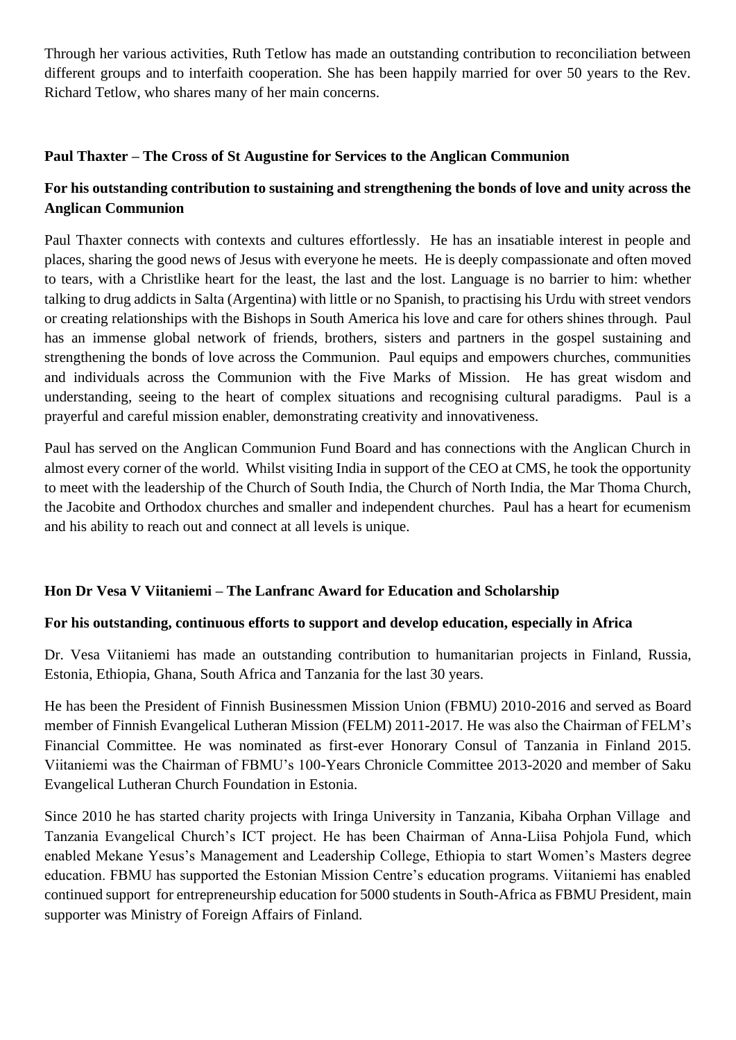Through her various activities, Ruth Tetlow has made an outstanding contribution to reconciliation between different groups and to interfaith cooperation. She has been happily married for over 50 years to the Rev. Richard Tetlow, who shares many of her main concerns.

**Paul Thaxter – The Cross of St Augustine for Services to the Anglican Communion**

**For his outstanding contribution to sustaining and strengthening the bonds of love and unity across the Anglican Communion**

Paul Thaxter connects with contexts and cultures effortlessly. He has an insatiable interest in people and places, sharing the good news of Jesus with everyone he meets. He is deeply compassionate and often moved to tears, with a Christlike heart for the least, the last and the lost. Language is no barrier to him: whether talking to drug addicts in Salta (Argentina) with little or no Spanish, to practising his Urdu with street vendors or creating relationships with the Bishops in South America his love and care for others shines through. Paul has an immense global network of friends, brothers, sisters and partners in the gospel sustaining and strengthening the bonds of love across the Communion. Paul equips and empowers churches, communities and individuals across the Communion with the Five Marks of Mission. He has great wisdom and understanding, seeing to the heart of complex situations and recognising cultural paradigms. Paul is a prayerful and careful mission enabler, demonstrating creativity and innovativeness.

Paul has served on the Anglican Communion Fund Board and has connections with the Anglican Church in almost every corner of the world. Whilst visiting India in support of the CEO at CMS, he took the opportunity to meet with the leadership of the Church of South India, the Church of North India, the Mar Thoma Church, the Jacobite and Orthodox churches and smaller and independent churches. Paul has a heart for ecumenism and his ability to reach out and connect at all levels is unique.

**Hon Dr Vesa V Viitaniemi – The Lanfranc Award for Education and Scholarship**

**For his outstanding, continuous efforts to support and develop education, especially in Africa**

Dr. Vesa Viitaniemi has made an outstanding contribution to humanitarian projects in Finland, Russia, Estonia, Ethiopia, Ghana, South Africa and Tanzania for the last 30 years.

He has been the President of Finnish Businessmen Mission Union (FBMU) 2010-2016 and served as Board member of Finnish Evangelical Lutheran Mission (FELM) 2011-2017. He was also the Chairman of FELM's Financial Committee. He was nominated as first-ever Honorary Consul of Tanzania in Finland 2015. Viitaniemi was the Chairman of FBMU's 100-Years Chronicle Committee 2013-2020 and member of Saku Evangelical Lutheran Church Foundation in Estonia.

Since 2010 he has started charity projects with Iringa University in Tanzania, Kibaha Orphan Village and Tanzania Evangelical Church's ICT project. He has been Chairman of Anna-Liisa Pohjola Fund, which enabled Mekane Yesus's Management and Leadership College, Ethiopia to start Women's Masters degree education. FBMU has supported the Estonian Mission Centre's education programs. Viitaniemi has enabled continued support for entrepreneurship education for 5000 students in South-Africa as FBMU President, main supporter was Ministry of Foreign Affairs of Finland.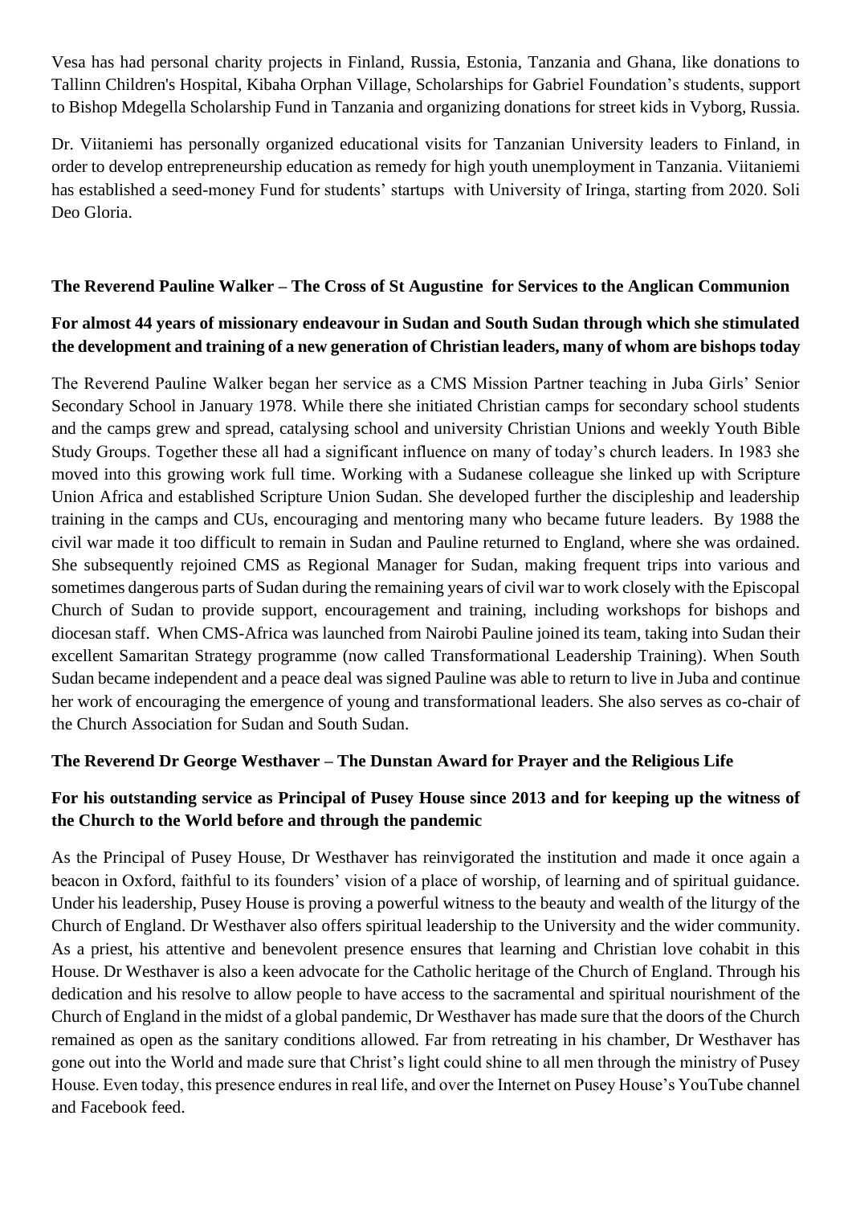Vesa has had personal charity projects in Finland, Russia, Estonia, Tanzania and Ghana, like donations to Tallinn Children's Hospital, Kibaha Orphan Village, Scholarships for Gabriel Foundation's students, support to Bishop Mdegella Scholarship Fund in Tanzania and organizing donations for street kids in Vyborg, Russia.

Dr. Viitaniemi has personally organized educational visits for Tanzanian University leaders to Finland, in order to develop entrepreneurship education as remedy for high youth unemployment in Tanzania. Viitaniemi has established a seed-money Fund for students' startups with University of Iringa, starting from 2020. Soli Deo Gloria.

**The Reverend Pauline Walker – The Cross of St Augustine for Services to the Anglican Communion**

**For almost 44 years of missionary endeavour in Sudan and South Sudan through which she stimulated the development and training of a new generation of Christian leaders, many of whom are bishops today**

The Reverend Pauline Walker began her service as a CMS Mission Partner teaching in Juba Girls' Senior Secondary School in January 1978. While there she initiated Christian camps for secondary school students and the camps grew and spread, catalysing school and university Christian Unions and weekly Youth Bible Study Groups. Together these all had a significant influence on many of today's church leaders. In 1983 she moved into this growing work full time. Working with a Sudanese colleague she linked up with Scripture Union Africa and established Scripture Union Sudan. She developed further the discipleship and leadership training in the camps and CUs, encouraging and mentoring many who became future leaders. By 1988 the civil war made it too difficult to remain in Sudan and Pauline returned to England, where she was ordained. She subsequently rejoined CMS as Regional Manager for Sudan, making frequent trips into various and sometimes dangerous parts of Sudan during the remaining years of civil war to work closely with the Episcopal Church of Sudan to provide support, encouragement and training, including workshops for bishops and diocesan staff. When CMS-Africa was launched from Nairobi Pauline joined its team, taking into Sudan their excellent Samaritan Strategy programme (now called Transformational Leadership Training). When South Sudan became independent and a peace deal was signed Pauline was able to return to live in Juba and continue her work of encouraging the emergence of young and transformational leaders. She also serves as co-chair of the Church Association for Sudan and South Sudan.

**The Reverend Dr George Westhaver – The Dunstan Award for Prayer and the Religious Life**

**For his outstanding service as Principal of Pusey House since 2013 and for keeping up the witness of the Church to the World before and through the pandemic**

As the Principal of Pusey House, Dr Westhaver has reinvigorated the institution and made it once again a beacon in Oxford, faithful to its founders' vision of a place of worship, of learning and of spiritual guidance. Under his leadership, Pusey House is proving a powerful witness to the beauty and wealth of the liturgy of the Church of England. Dr Westhaver also offers spiritual leadership to the University and the wider community. As a priest, his attentive and benevolent presence ensures that learning and Christian love cohabit in this House. Dr Westhaver is also a keen advocate for the Catholic heritage of the Church of England. Through his dedication and his resolve to allow people to have access to the sacramental and spiritual nourishment of the Church of England in the midst of a global pandemic, Dr Westhaver has made sure that the doors of the Church remained as open as the sanitary conditions allowed. Far from retreating in his chamber, Dr Westhaver has gone out into the World and made sure that Christ's light could shine to all men through the ministry of Pusey House. Even today, this presence endures in real life, and over the Internet on Pusey House's YouTube channel and Facebook feed.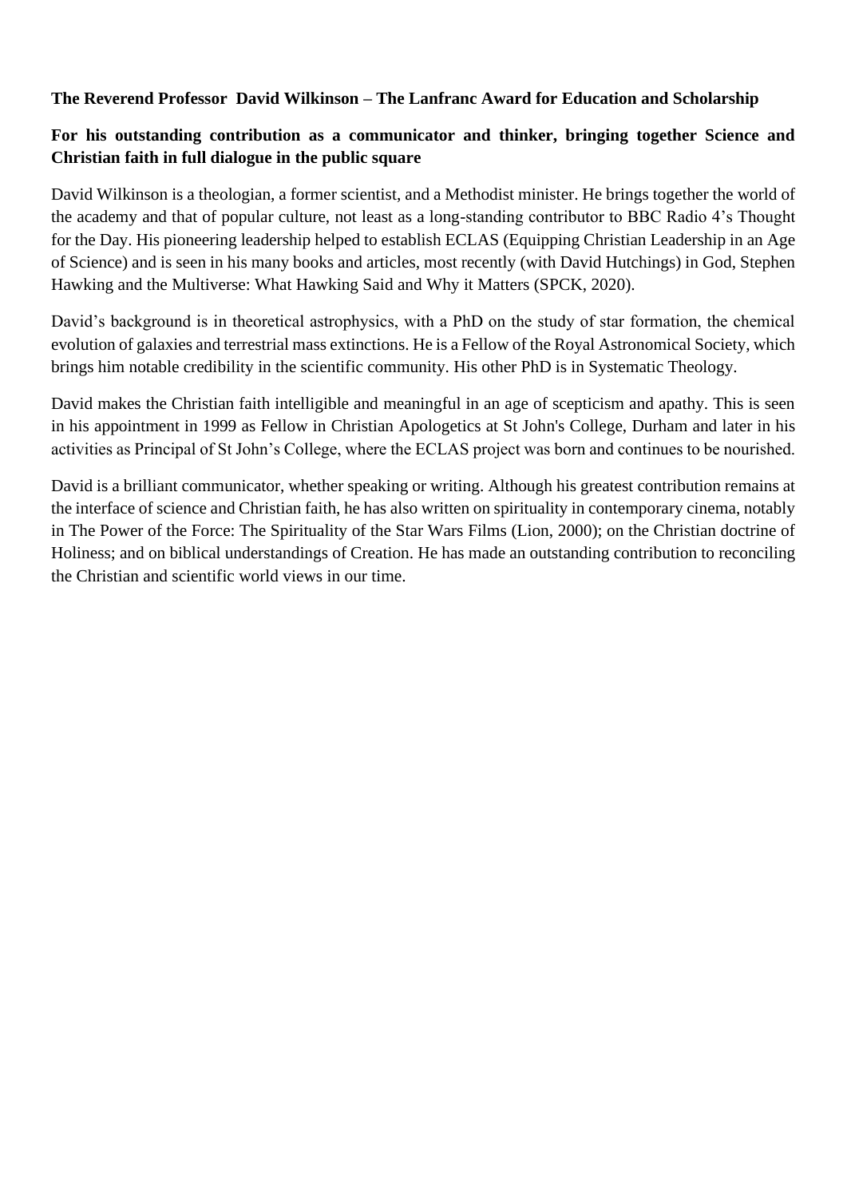**The Reverend Professor David Wilkinson – The Lanfranc Award for Education and Scholarship**

**For his outstanding contribution as a communicator and thinker, bringing together Science and Christian faith in full dialogue in the public square**

David Wilkinson is a theologian, a former scientist, and a Methodist minister. He brings together the world of the academy and that of popular culture, not least as a long-standing contributor to BBC Radio 4's Thought for the Day. His pioneering leadership helped to establish ECLAS (Equipping Christian Leadership in an Age of Science) and is seen in his many books and articles, most recently (with David Hutchings) in God, Stephen Hawking and the Multiverse: What Hawking Said and Why it Matters (SPCK, 2020).

David's background is in theoretical astrophysics, with a PhD on the study of star formation, the chemical evolution of galaxies and terrestrial mass extinctions. He is a Fellow of the Royal Astronomical Society, which brings him notable credibility in the scientific community. His other PhD is in Systematic Theology.

David makes the Christian faith intelligible and meaningful in an age of scepticism and apathy. This is seen in his appointment in 1999 as Fellow in Christian Apologetics at St John's College, Durham and later in his activities as Principal of St John's College, where the ECLAS project was born and continues to be nourished.

David is a brilliant communicator, whether speaking or writing. Although his greatest contribution remains at the interface of science and Christian faith, he has also written on spirituality in contemporary cinema, notably in The Power of the Force: The Spirituality of the Star Wars Films (Lion, 2000); on the Christian doctrine of Holiness; and on biblical understandings of Creation. He has made an outstanding contribution to reconciling the Christian and scientific world views in our time.